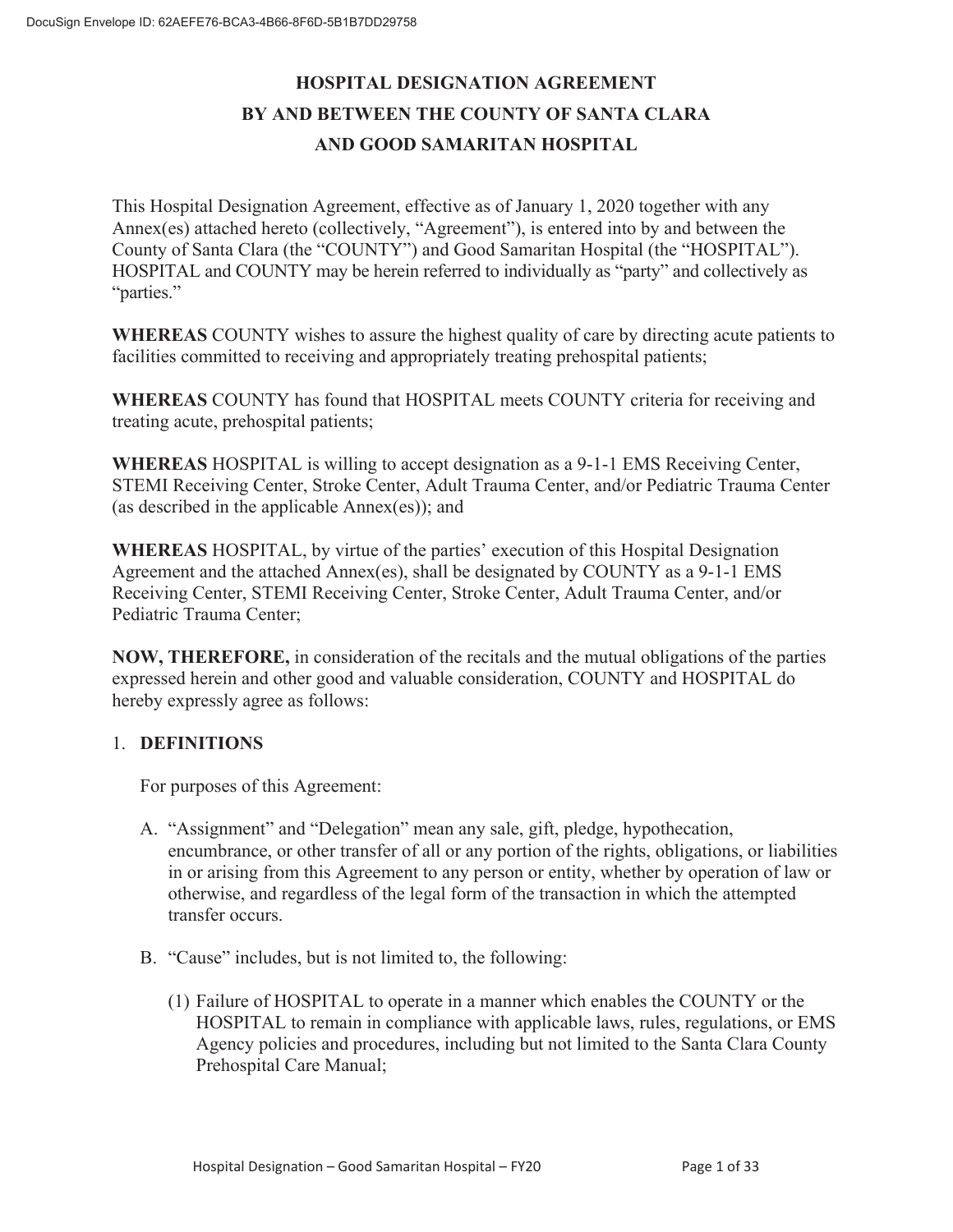# HOSPITAL DESIGNATION AGREEMENT
# BY AND BETWEEN THE COUNTY OF SANTA CLARA
# AND GOOD SAMARITAN HOSPITAL

This Hospital Designation Agreement, effective as of January 1, 2020 together with any Annex(es) attached hereto (collectively, "Agreement"), is entered into by and between the County of Santa Clara (the "COUNTY") and Good Samaritan Hospital (the "HOSPITAL"). HOSPITAL and COUNTY may be herein referred to individually as "party" and collectively as "parties."

**WHEREAS** COUNTY wishes to assure the highest quality of care by directing acute patients to facilities committed to receiving and appropriately treating prehospital patients;

**WHEREAS** COUNTY has found that HOSPITAL meets COUNTY criteria for receiving and treating acute, prehospital patients;

**WHEREAS** HOSPITAL is willing to accept designation as a 9-1-1 EMS Receiving Center, STEMI Receiving Center, Stroke Center, Adult Trauma Center, and/or Pediatric Trauma Center (as described in the applicable Annex(es)); and

**WHEREAS** HOSPITAL, by virtue of the parties' execution of this Hospital Designation Agreement and the attached Annex(es), shall be designated by COUNTY as a 9-1-1 EMS Receiving Center, STEMI Receiving Center, Stroke Center, Adult Trauma Center, and/or Pediatric Trauma Center;

**NOW, THEREFORE,** in consideration of the recitals and the mutual obligations of the parties expressed herein and other good and valuable consideration, COUNTY and HOSPITAL do hereby expressly agree as follows:

## 1. DEFINITIONS

For purposes of this Agreement:

A. "Assignment" and "Delegation" mean any sale, gift, pledge, hypothecation, encumbrance, or other transfer of all or any portion of the rights, obligations, or liabilities in or arising from this Agreement to any person or entity, whether by operation of law or otherwise, and regardless of the legal form of the transaction in which the attempted transfer occurs.

B. "Cause" includes, but is not limited to, the following:

   (1) Failure of HOSPITAL to operate in a manner which enables the COUNTY or the HOSPITAL to remain in compliance with applicable laws, rules, regulations, or EMS Agency policies and procedures, including but not limited to the Santa Clara County Prehospital Care Manual;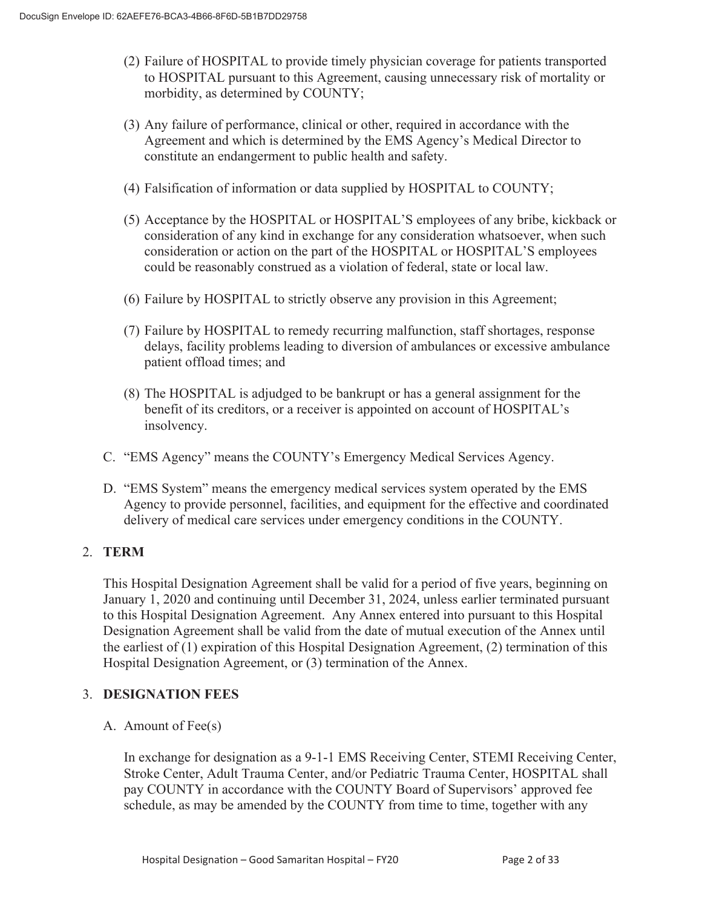(2) Failure of HOSPITAL to provide timely physician coverage for patients transported to HOSPITAL pursuant to this Agreement, causing unnecessary risk of mortality or morbidity, as determined by COUNTY;

(3) Any failure of performance, clinical or other, required in accordance with the Agreement and which is determined by the EMS Agency's Medical Director to constitute an endangerment to public health and safety.

(4) Falsification of information or data supplied by HOSPITAL to COUNTY;

(5) Acceptance by the HOSPITAL or HOSPITAL'S employees of any bribe, kickback or consideration of any kind in exchange for any consideration whatsoever, when such consideration or action on the part of the HOSPITAL or HOSPITAL'S employees could be reasonably construed as a violation of federal, state or local law.

(6) Failure by HOSPITAL to strictly observe any provision in this Agreement;

(7) Failure by HOSPITAL to remedy recurring malfunction, staff shortages, response delays, facility problems leading to diversion of ambulances or excessive ambulance patient offload times; and

(8) The HOSPITAL is adjudged to be bankrupt or has a general assignment for the benefit of its creditors, or a receiver is appointed on account of HOSPITAL's insolvency.

C. "EMS Agency" means the COUNTY's Emergency Medical Services Agency.

D. "EMS System" means the emergency medical services system operated by the EMS Agency to provide personnel, facilities, and equipment for the effective and coordinated delivery of medical care services under emergency conditions in the COUNTY.

## 2. TERM

This Hospital Designation Agreement shall be valid for a period of five years, beginning on January 1, 2020 and continuing until December 31, 2024, unless earlier terminated pursuant to this Hospital Designation Agreement. Any Annex entered into pursuant to this Hospital Designation Agreement shall be valid from the date of mutual execution of the Annex until the earliest of (1) expiration of this Hospital Designation Agreement, (2) termination of this Hospital Designation Agreement, or (3) termination of the Annex.

## 3. DESIGNATION FEES

A. Amount of Fee(s)

In exchange for designation as a 9-1-1 EMS Receiving Center, STEMI Receiving Center, Stroke Center, Adult Trauma Center, and/or Pediatric Trauma Center, HOSPITAL shall pay COUNTY in accordance with the COUNTY Board of Supervisors' approved fee schedule, as may be amended by the COUNTY from time to time, together with any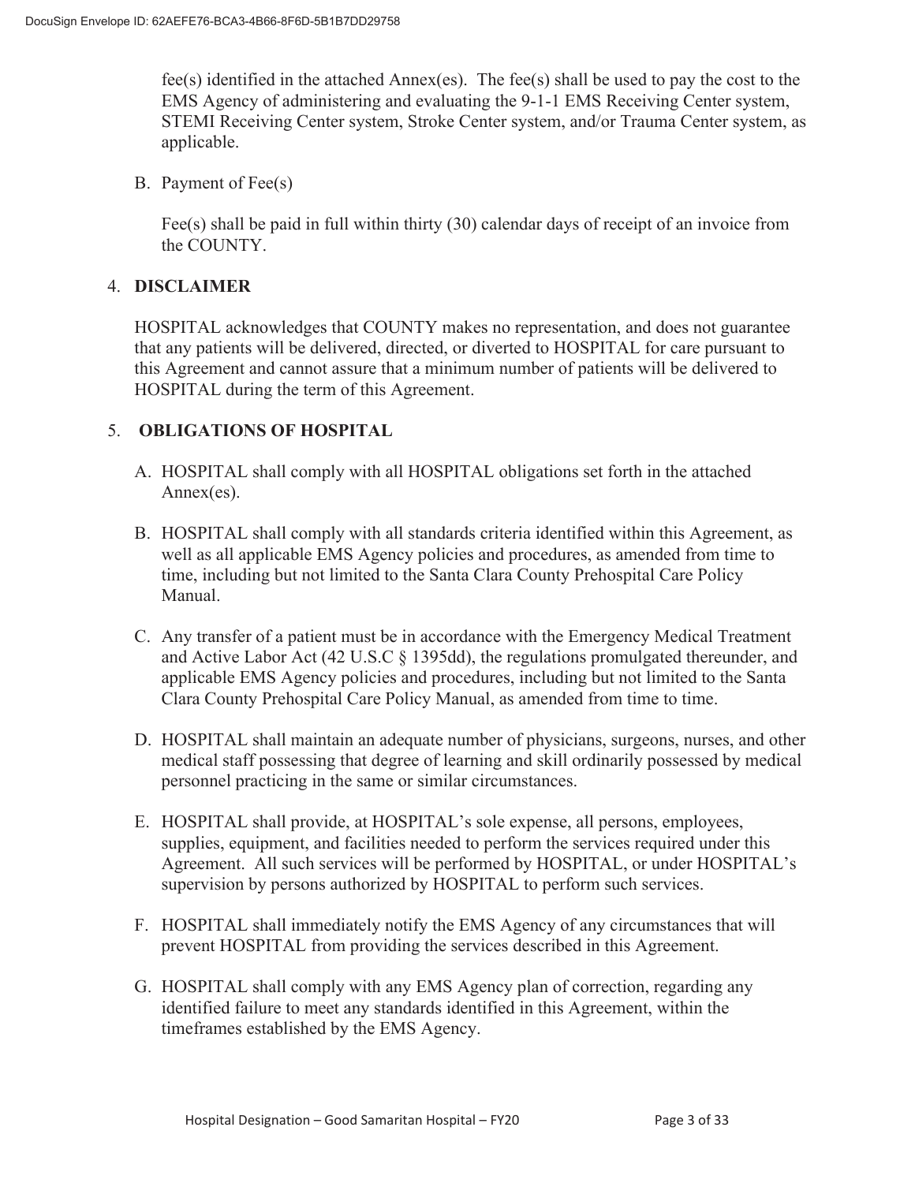fee(s) identified in the attached Annex(es). The fee(s) shall be used to pay the cost to the EMS Agency of administering and evaluating the 9-1-1 EMS Receiving Center system, STEMI Receiving Center system, Stroke Center system, and/or Trauma Center system, as applicable.

B. Payment of Fee(s)

Fee(s) shall be paid in full within thirty (30) calendar days of receipt of an invoice from the COUNTY.

## 4. DISCLAIMER

HOSPITAL acknowledges that COUNTY makes no representation, and does not guarantee that any patients will be delivered, directed, or diverted to HOSPITAL for care pursuant to this Agreement and cannot assure that a minimum number of patients will be delivered to HOSPITAL during the term of this Agreement.

## 5. OBLIGATIONS OF HOSPITAL

A. HOSPITAL shall comply with all HOSPITAL obligations set forth in the attached Annex(es).

B. HOSPITAL shall comply with all standards criteria identified within this Agreement, as well as all applicable EMS Agency policies and procedures, as amended from time to time, including but not limited to the Santa Clara County Prehospital Care Policy Manual.

C. Any transfer of a patient must be in accordance with the Emergency Medical Treatment and Active Labor Act (42 U.S.C § 1395dd), the regulations promulgated thereunder, and applicable EMS Agency policies and procedures, including but not limited to the Santa Clara County Prehospital Care Policy Manual, as amended from time to time.

D. HOSPITAL shall maintain an adequate number of physicians, surgeons, nurses, and other medical staff possessing that degree of learning and skill ordinarily possessed by medical personnel practicing in the same or similar circumstances.

E. HOSPITAL shall provide, at HOSPITAL's sole expense, all persons, employees, supplies, equipment, and facilities needed to perform the services required under this Agreement. All such services will be performed by HOSPITAL, or under HOSPITAL's supervision by persons authorized by HOSPITAL to perform such services.

F. HOSPITAL shall immediately notify the EMS Agency of any circumstances that will prevent HOSPITAL from providing the services described in this Agreement.

G. HOSPITAL shall comply with any EMS Agency plan of correction, regarding any identified failure to meet any standards identified in this Agreement, within the timeframes established by the EMS Agency.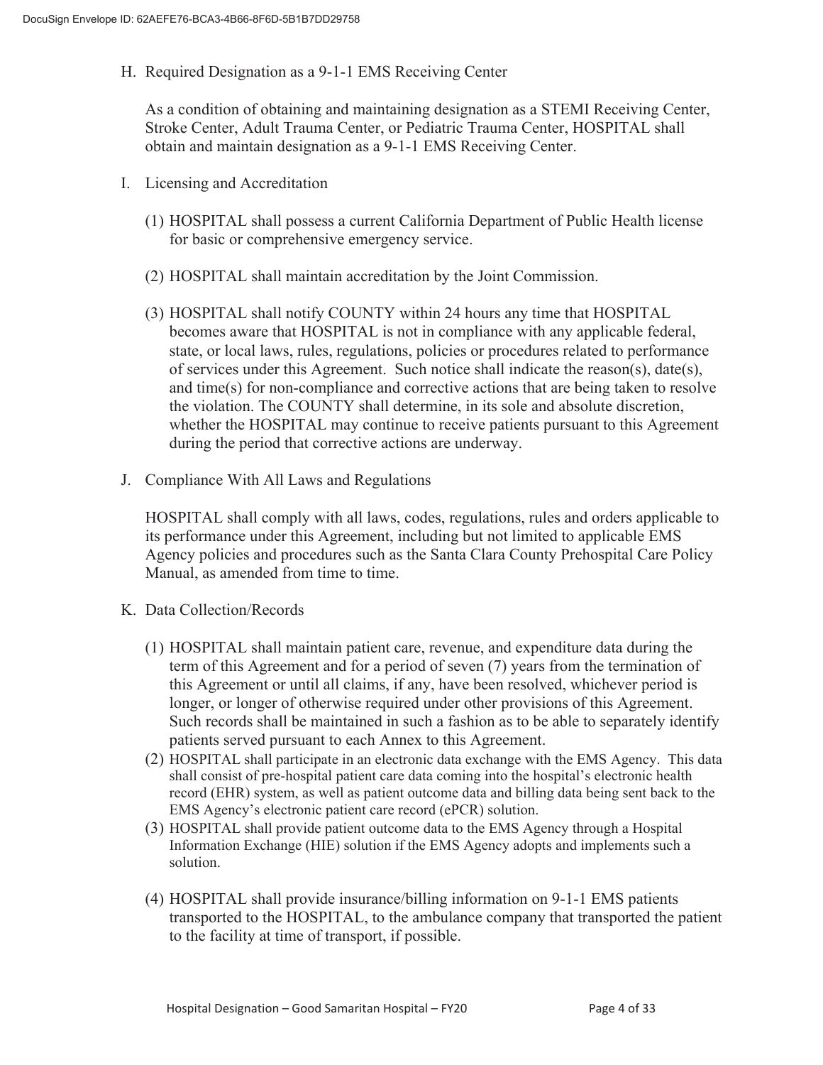H. Required Designation as a 9-1-1 EMS Receiving Center

As a condition of obtaining and maintaining designation as a STEMI Receiving Center, Stroke Center, Adult Trauma Center, or Pediatric Trauma Center, HOSPITAL shall obtain and maintain designation as a 9-1-1 EMS Receiving Center.

I. Licensing and Accreditation

(1) HOSPITAL shall possess a current California Department of Public Health license for basic or comprehensive emergency service.

(2) HOSPITAL shall maintain accreditation by the Joint Commission.

(3) HOSPITAL shall notify COUNTY within 24 hours any time that HOSPITAL becomes aware that HOSPITAL is not in compliance with any applicable federal, state, or local laws, rules, regulations, policies or procedures related to performance of services under this Agreement. Such notice shall indicate the reason(s), date(s), and time(s) for non-compliance and corrective actions that are being taken to resolve the violation. The COUNTY shall determine, in its sole and absolute discretion, whether the HOSPITAL may continue to receive patients pursuant to this Agreement during the period that corrective actions are underway.

J. Compliance With All Laws and Regulations

HOSPITAL shall comply with all laws, codes, regulations, rules and orders applicable to its performance under this Agreement, including but not limited to applicable EMS Agency policies and procedures such as the Santa Clara County Prehospital Care Policy Manual, as amended from time to time.

K. Data Collection/Records

(1) HOSPITAL shall maintain patient care, revenue, and expenditure data during the term of this Agreement and for a period of seven (7) years from the termination of this Agreement or until all claims, if any, have been resolved, whichever period is longer, or longer of otherwise required under other provisions of this Agreement. Such records shall be maintained in such a fashion as to be able to separately identify patients served pursuant to each Annex to this Agreement.

(2) HOSPITAL shall participate in an electronic data exchange with the EMS Agency. This data shall consist of pre-hospital patient care data coming into the hospital's electronic health record (EHR) system, as well as patient outcome data and billing data being sent back to the EMS Agency's electronic patient care record (ePCR) solution.

(3) HOSPITAL shall provide patient outcome data to the EMS Agency through a Hospital Information Exchange (HIE) solution if the EMS Agency adopts and implements such a solution.

(4) HOSPITAL shall provide insurance/billing information on 9-1-1 EMS patients transported to the HOSPITAL, to the ambulance company that transported the patient to the facility at time of transport, if possible.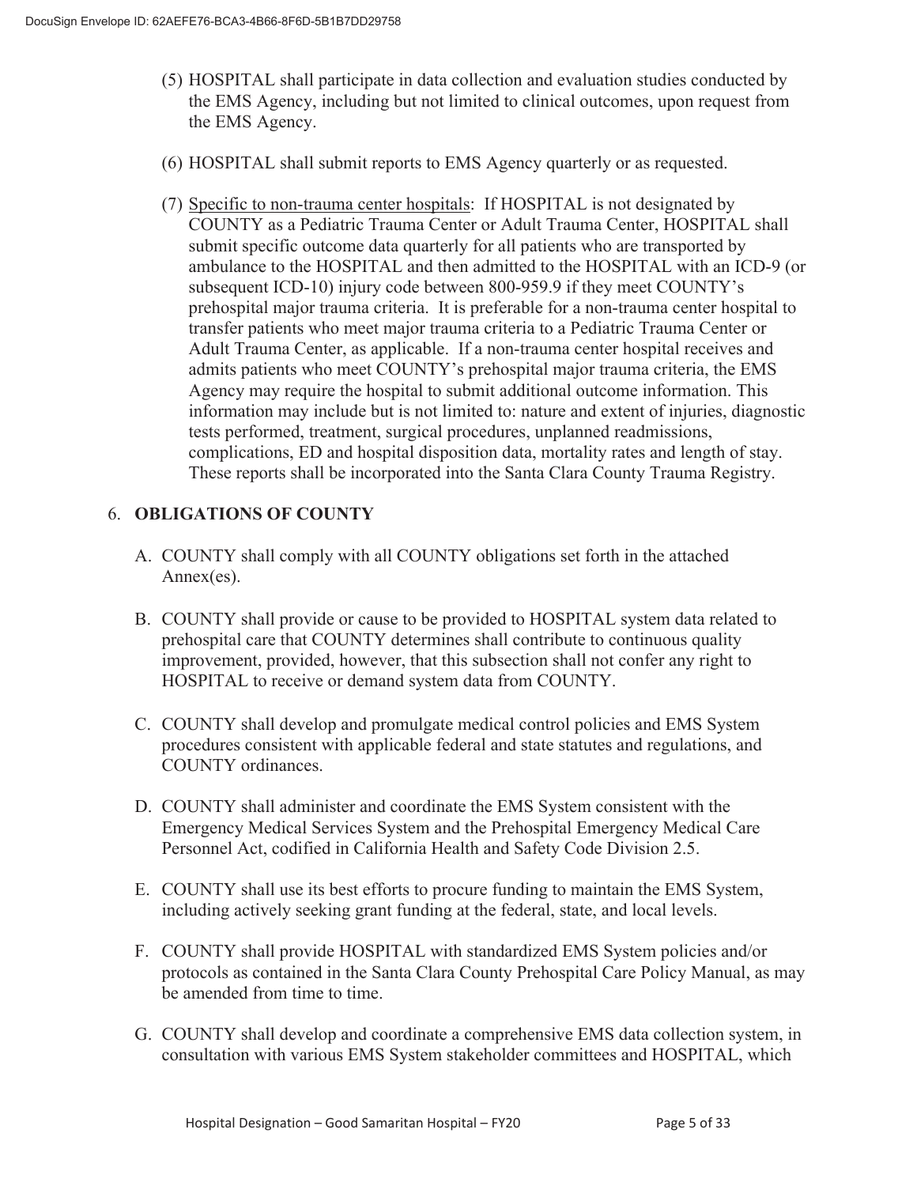(5) HOSPITAL shall participate in data collection and evaluation studies conducted by the EMS Agency, including but not limited to clinical outcomes, upon request from the EMS Agency.

(6) HOSPITAL shall submit reports to EMS Agency quarterly or as requested.

(7) Specific to non-trauma center hospitals: If HOSPITAL is not designated by COUNTY as a Pediatric Trauma Center or Adult Trauma Center, HOSPITAL shall submit specific outcome data quarterly for all patients who are transported by ambulance to the HOSPITAL and then admitted to the HOSPITAL with an ICD-9 (or subsequent ICD-10) injury code between 800-959.9 if they meet COUNTY's prehospital major trauma criteria. It is preferable for a non-trauma center hospital to transfer patients who meet major trauma criteria to a Pediatric Trauma Center or Adult Trauma Center, as applicable. If a non-trauma center hospital receives and admits patients who meet COUNTY's prehospital major trauma criteria, the EMS Agency may require the hospital to submit additional outcome information. This information may include but is not limited to: nature and extent of injuries, diagnostic tests performed, treatment, surgical procedures, unplanned readmissions, complications, ED and hospital disposition data, mortality rates and length of stay. These reports shall be incorporated into the Santa Clara County Trauma Registry.

## 6. OBLIGATIONS OF COUNTY

A. COUNTY shall comply with all COUNTY obligations set forth in the attached Annex(es).

B. COUNTY shall provide or cause to be provided to HOSPITAL system data related to prehospital care that COUNTY determines shall contribute to continuous quality improvement, provided, however, that this subsection shall not confer any right to HOSPITAL to receive or demand system data from COUNTY.

C. COUNTY shall develop and promulgate medical control policies and EMS System procedures consistent with applicable federal and state statutes and regulations, and COUNTY ordinances.

D. COUNTY shall administer and coordinate the EMS System consistent with the Emergency Medical Services System and the Prehospital Emergency Medical Care Personnel Act, codified in California Health and Safety Code Division 2.5.

E. COUNTY shall use its best efforts to procure funding to maintain the EMS System, including actively seeking grant funding at the federal, state, and local levels.

F. COUNTY shall provide HOSPITAL with standardized EMS System policies and/or protocols as contained in the Santa Clara County Prehospital Care Policy Manual, as may be amended from time to time.

G. COUNTY shall develop and coordinate a comprehensive EMS data collection system, in consultation with various EMS System stakeholder committees and HOSPITAL, which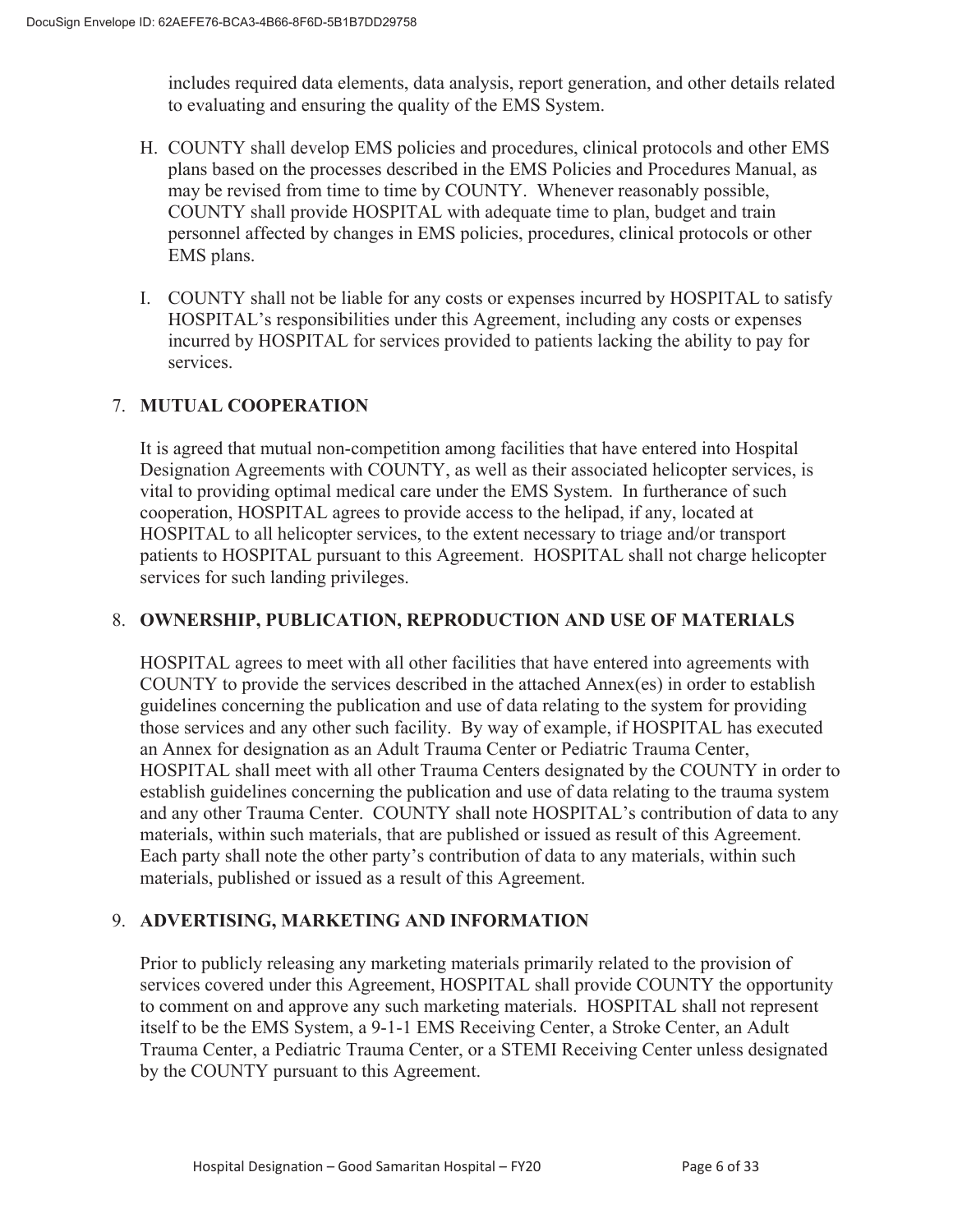includes required data elements, data analysis, report generation, and other details related to evaluating and ensuring the quality of the EMS System.

H. COUNTY shall develop EMS policies and procedures, clinical protocols and other EMS plans based on the processes described in the EMS Policies and Procedures Manual, as may be revised from time to time by COUNTY. Whenever reasonably possible, COUNTY shall provide HOSPITAL with adequate time to plan, budget and train personnel affected by changes in EMS policies, procedures, clinical protocols or other EMS plans.

I. COUNTY shall not be liable for any costs or expenses incurred by HOSPITAL to satisfy HOSPITAL's responsibilities under this Agreement, including any costs or expenses incurred by HOSPITAL for services provided to patients lacking the ability to pay for services.

## 7. MUTUAL COOPERATION

It is agreed that mutual non-competition among facilities that have entered into Hospital Designation Agreements with COUNTY, as well as their associated helicopter services, is vital to providing optimal medical care under the EMS System. In furtherance of such cooperation, HOSPITAL agrees to provide access to the helipad, if any, located at HOSPITAL to all helicopter services, to the extent necessary to triage and/or transport patients to HOSPITAL pursuant to this Agreement. HOSPITAL shall not charge helicopter services for such landing privileges.

## 8. OWNERSHIP, PUBLICATION, REPRODUCTION AND USE OF MATERIALS

HOSPITAL agrees to meet with all other facilities that have entered into agreements with COUNTY to provide the services described in the attached Annex(es) in order to establish guidelines concerning the publication and use of data relating to the system for providing those services and any other such facility. By way of example, if HOSPITAL has executed an Annex for designation as an Adult Trauma Center or Pediatric Trauma Center, HOSPITAL shall meet with all other Trauma Centers designated by the COUNTY in order to establish guidelines concerning the publication and use of data relating to the trauma system and any other Trauma Center. COUNTY shall note HOSPITAL's contribution of data to any materials, within such materials, that are published or issued as result of this Agreement. Each party shall note the other party's contribution of data to any materials, within such materials, published or issued as a result of this Agreement.

## 9. ADVERTISING, MARKETING AND INFORMATION

Prior to publicly releasing any marketing materials primarily related to the provision of services covered under this Agreement, HOSPITAL shall provide COUNTY the opportunity to comment on and approve any such marketing materials. HOSPITAL shall not represent itself to be the EMS System, a 9-1-1 EMS Receiving Center, a Stroke Center, an Adult Trauma Center, a Pediatric Trauma Center, or a STEMI Receiving Center unless designated by the COUNTY pursuant to this Agreement.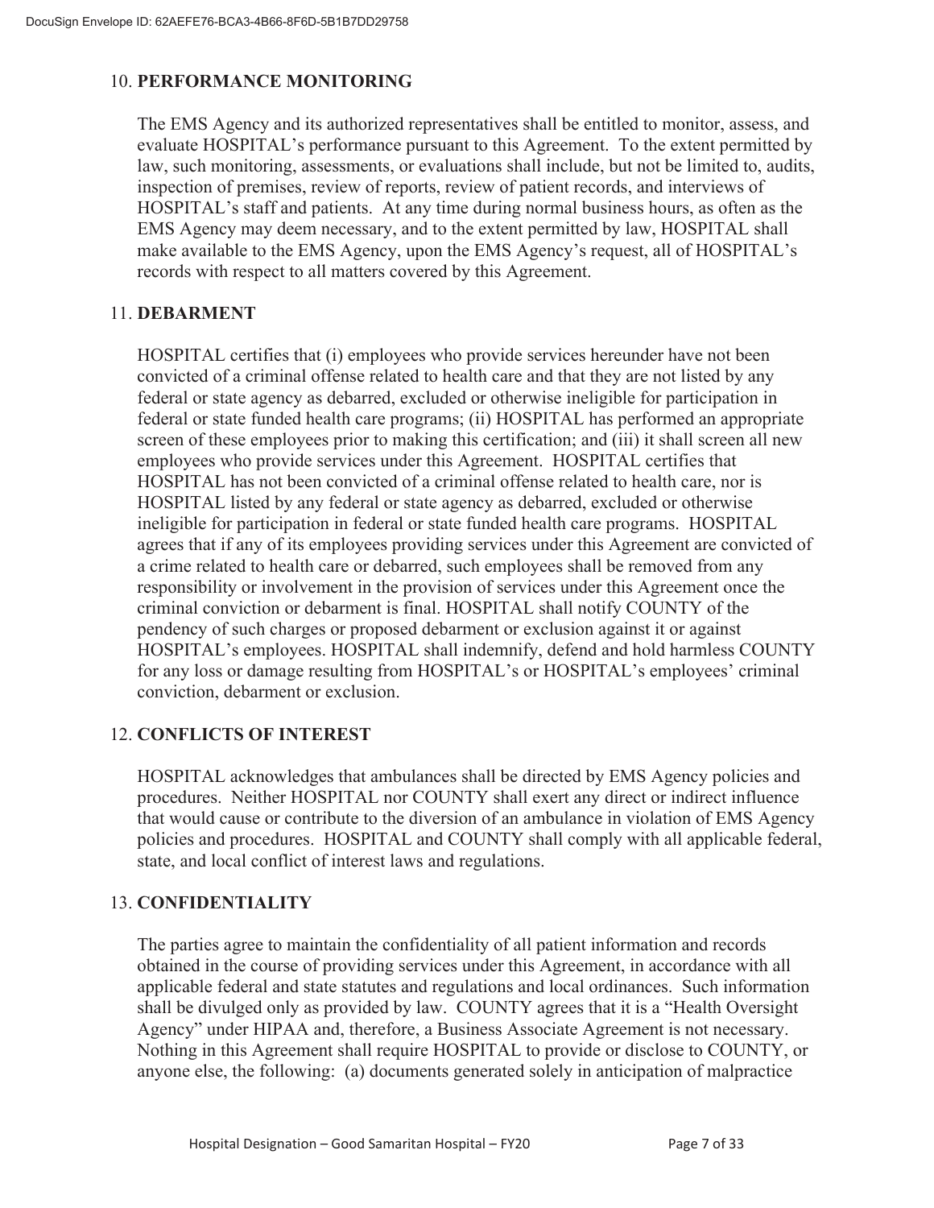## 10. PERFORMANCE MONITORING

The EMS Agency and its authorized representatives shall be entitled to monitor, assess, and evaluate HOSPITAL's performance pursuant to this Agreement. To the extent permitted by law, such monitoring, assessments, or evaluations shall include, but not be limited to, audits, inspection of premises, review of reports, review of patient records, and interviews of HOSPITAL's staff and patients. At any time during normal business hours, as often as the EMS Agency may deem necessary, and to the extent permitted by law, HOSPITAL shall make available to the EMS Agency, upon the EMS Agency's request, all of HOSPITAL's records with respect to all matters covered by this Agreement.

## 11. DEBARMENT

HOSPITAL certifies that (i) employees who provide services hereunder have not been convicted of a criminal offense related to health care and that they are not listed by any federal or state agency as debarred, excluded or otherwise ineligible for participation in federal or state funded health care programs; (ii) HOSPITAL has performed an appropriate screen of these employees prior to making this certification; and (iii) it shall screen all new employees who provide services under this Agreement. HOSPITAL certifies that HOSPITAL has not been convicted of a criminal offense related to health care, nor is HOSPITAL listed by any federal or state agency as debarred, excluded or otherwise ineligible for participation in federal or state funded health care programs. HOSPITAL agrees that if any of its employees providing services under this Agreement are convicted of a crime related to health care or debarred, such employees shall be removed from any responsibility or involvement in the provision of services under this Agreement once the criminal conviction or debarment is final. HOSPITAL shall notify COUNTY of the pendency of such charges or proposed debarment or exclusion against it or against HOSPITAL's employees. HOSPITAL shall indemnify, defend and hold harmless COUNTY for any loss or damage resulting from HOSPITAL's or HOSPITAL's employees' criminal conviction, debarment or exclusion.

## 12. CONFLICTS OF INTEREST

HOSPITAL acknowledges that ambulances shall be directed by EMS Agency policies and procedures. Neither HOSPITAL nor COUNTY shall exert any direct or indirect influence that would cause or contribute to the diversion of an ambulance in violation of EMS Agency policies and procedures. HOSPITAL and COUNTY shall comply with all applicable federal, state, and local conflict of interest laws and regulations.

## 13. CONFIDENTIALITY

The parties agree to maintain the confidentiality of all patient information and records obtained in the course of providing services under this Agreement, in accordance with all applicable federal and state statutes and regulations and local ordinances. Such information shall be divulged only as provided by law. COUNTY agrees that it is a "Health Oversight Agency" under HIPAA and, therefore, a Business Associate Agreement is not necessary. Nothing in this Agreement shall require HOSPITAL to provide or disclose to COUNTY, or anyone else, the following: (a) documents generated solely in anticipation of malpractice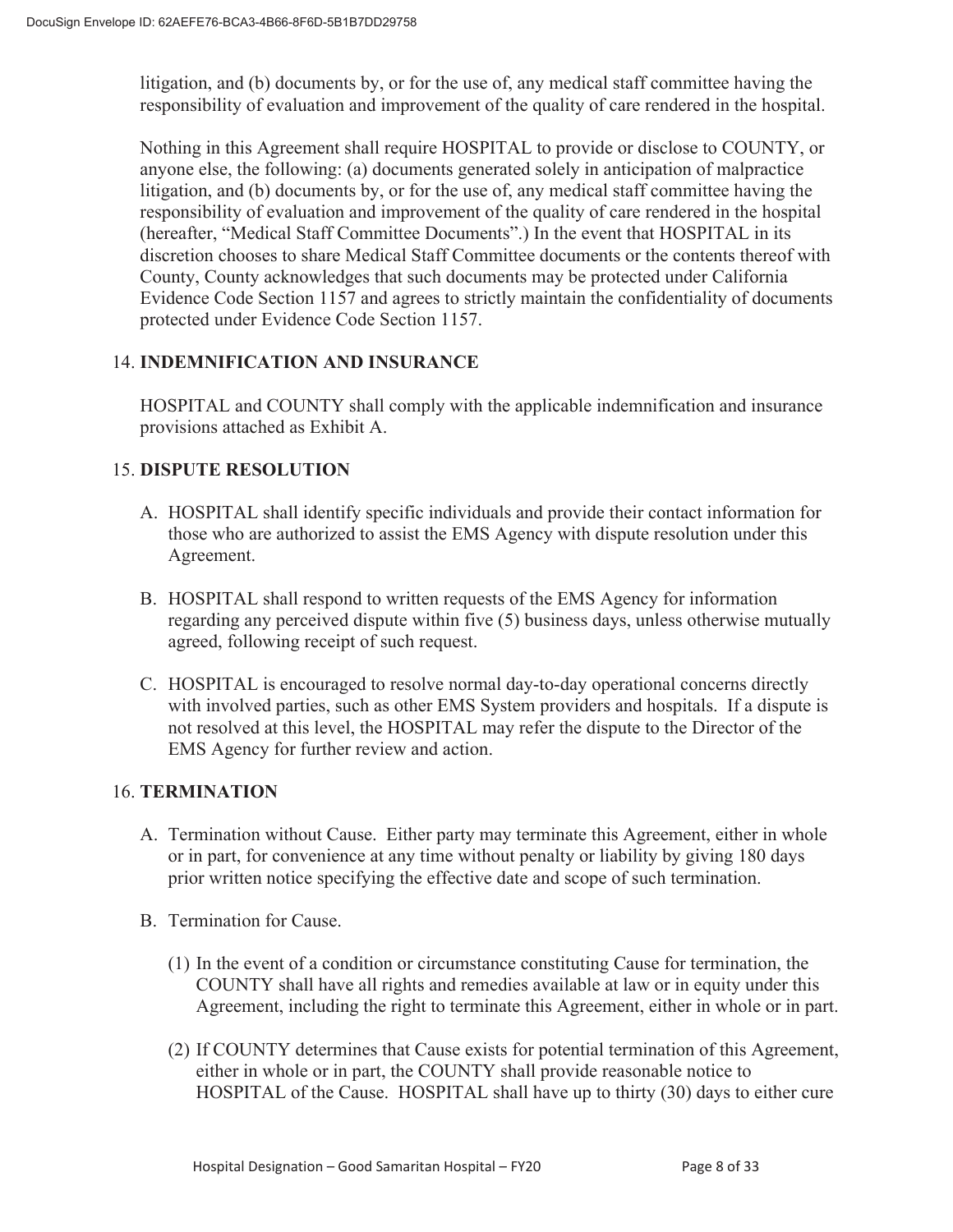litigation, and (b) documents by, or for the use of, any medical staff committee having the responsibility of evaluation and improvement of the quality of care rendered in the hospital.

Nothing in this Agreement shall require HOSPITAL to provide or disclose to COUNTY, or anyone else, the following: (a) documents generated solely in anticipation of malpractice litigation, and (b) documents by, or for the use of, any medical staff committee having the responsibility of evaluation and improvement of the quality of care rendered in the hospital (hereafter, "Medical Staff Committee Documents".) In the event that HOSPITAL in its discretion chooses to share Medical Staff Committee documents or the contents thereof with County, County acknowledges that such documents may be protected under California Evidence Code Section 1157 and agrees to strictly maintain the confidentiality of documents protected under Evidence Code Section 1157.

## 14. INDEMNIFICATION AND INSURANCE

HOSPITAL and COUNTY shall comply with the applicable indemnification and insurance provisions attached as Exhibit A.

## 15. DISPUTE RESOLUTION

A. HOSPITAL shall identify specific individuals and provide their contact information for those who are authorized to assist the EMS Agency with dispute resolution under this Agreement.

B. HOSPITAL shall respond to written requests of the EMS Agency for information regarding any perceived dispute within five (5) business days, unless otherwise mutually agreed, following receipt of such request.

C. HOSPITAL is encouraged to resolve normal day-to-day operational concerns directly with involved parties, such as other EMS System providers and hospitals. If a dispute is not resolved at this level, the HOSPITAL may refer the dispute to the Director of the EMS Agency for further review and action.

## 16. TERMINATION

A. Termination without Cause. Either party may terminate this Agreement, either in whole or in part, for convenience at any time without penalty or liability by giving 180 days prior written notice specifying the effective date and scope of such termination.

B. Termination for Cause.

   (1) In the event of a condition or circumstance constituting Cause for termination, the COUNTY shall have all rights and remedies available at law or in equity under this Agreement, including the right to terminate this Agreement, either in whole or in part.

   (2) If COUNTY determines that Cause exists for potential termination of this Agreement, either in whole or in part, the COUNTY shall provide reasonable notice to HOSPITAL of the Cause. HOSPITAL shall have up to thirty (30) days to either cure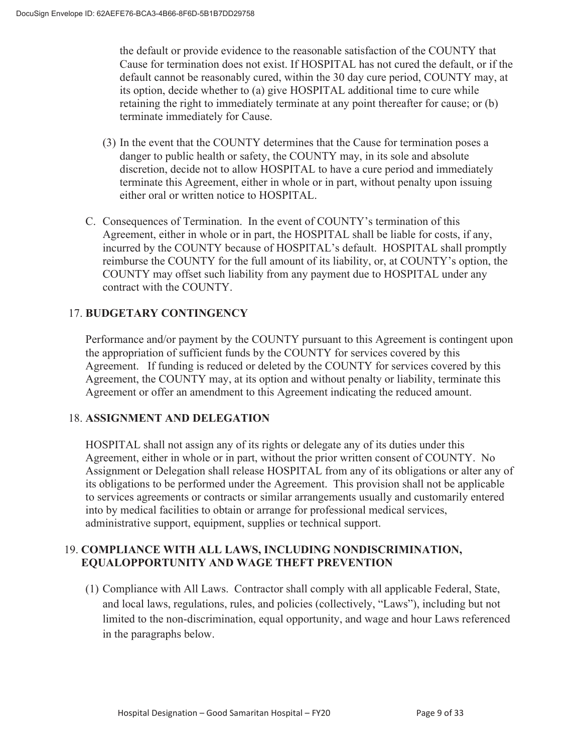the default or provide evidence to the reasonable satisfaction of the COUNTY that Cause for termination does not exist. If HOSPITAL has not cured the default, or if the default cannot be reasonably cured, within the 30 day cure period, COUNTY may, at its option, decide whether to (a) give HOSPITAL additional time to cure while retaining the right to immediately terminate at any point thereafter for cause; or (b) terminate immediately for Cause.

(3) In the event that the COUNTY determines that the Cause for termination poses a danger to public health or safety, the COUNTY may, in its sole and absolute discretion, decide not to allow HOSPITAL to have a cure period and immediately terminate this Agreement, either in whole or in part, without penalty upon issuing either oral or written notice to HOSPITAL.

C. Consequences of Termination. In the event of COUNTY's termination of this Agreement, either in whole or in part, the HOSPITAL shall be liable for costs, if any, incurred by the COUNTY because of HOSPITAL's default. HOSPITAL shall promptly reimburse the COUNTY for the full amount of its liability, or, at COUNTY's option, the COUNTY may offset such liability from any payment due to HOSPITAL under any contract with the COUNTY.

17. **BUDGETARY CONTINGENCY**

Performance and/or payment by the COUNTY pursuant to this Agreement is contingent upon the appropriation of sufficient funds by the COUNTY for services covered by this Agreement. If funding is reduced or deleted by the COUNTY for services covered by this Agreement, the COUNTY may, at its option and without penalty or liability, terminate this Agreement or offer an amendment to this Agreement indicating the reduced amount.

18. **ASSIGNMENT AND DELEGATION**

HOSPITAL shall not assign any of its rights or delegate any of its duties under this Agreement, either in whole or in part, without the prior written consent of COUNTY. No Assignment or Delegation shall release HOSPITAL from any of its obligations or alter any of its obligations to be performed under the Agreement. This provision shall not be applicable to services agreements or contracts or similar arrangements usually and customarily entered into by medical facilities to obtain or arrange for professional medical services, administrative support, equipment, supplies or technical support.

19. **COMPLIANCE WITH ALL LAWS, INCLUDING NONDISCRIMINATION, EQUALOPPORTUNITY AND WAGE THEFT PREVENTION**

(1) Compliance with All Laws. Contractor shall comply with all applicable Federal, State, and local laws, regulations, rules, and policies (collectively, "Laws"), including but not limited to the non-discrimination, equal opportunity, and wage and hour Laws referenced in the paragraphs below.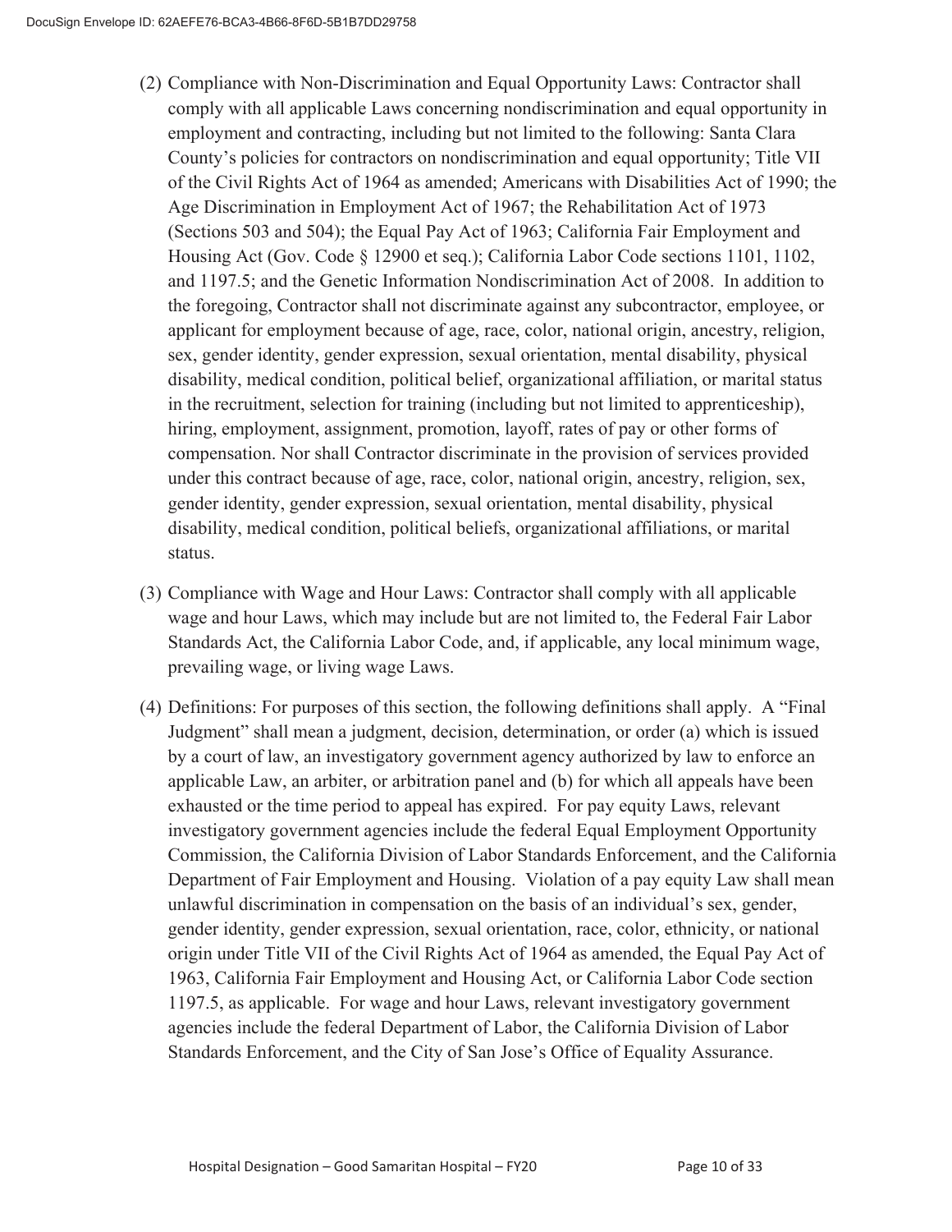(2) Compliance with Non-Discrimination and Equal Opportunity Laws: Contractor shall comply with all applicable Laws concerning nondiscrimination and equal opportunity in employment and contracting, including but not limited to the following: Santa Clara County's policies for contractors on nondiscrimination and equal opportunity; Title VII of the Civil Rights Act of 1964 as amended; Americans with Disabilities Act of 1990; the Age Discrimination in Employment Act of 1967; the Rehabilitation Act of 1973 (Sections 503 and 504); the Equal Pay Act of 1963; California Fair Employment and Housing Act (Gov. Code § 12900 et seq.); California Labor Code sections 1101, 1102, and 1197.5; and the Genetic Information Nondiscrimination Act of 2008. In addition to the foregoing, Contractor shall not discriminate against any subcontractor, employee, or applicant for employment because of age, race, color, national origin, ancestry, religion, sex, gender identity, gender expression, sexual orientation, mental disability, physical disability, medical condition, political belief, organizational affiliation, or marital status in the recruitment, selection for training (including but not limited to apprenticeship), hiring, employment, assignment, promotion, layoff, rates of pay or other forms of compensation. Nor shall Contractor discriminate in the provision of services provided under this contract because of age, race, color, national origin, ancestry, religion, sex, gender identity, gender expression, sexual orientation, mental disability, physical disability, medical condition, political beliefs, organizational affiliations, or marital status.

(3) Compliance with Wage and Hour Laws: Contractor shall comply with all applicable wage and hour Laws, which may include but are not limited to, the Federal Fair Labor Standards Act, the California Labor Code, and, if applicable, any local minimum wage, prevailing wage, or living wage Laws.

(4) Definitions: For purposes of this section, the following definitions shall apply. A "Final Judgment" shall mean a judgment, decision, determination, or order (a) which is issued by a court of law, an investigatory government agency authorized by law to enforce an applicable Law, an arbiter, or arbitration panel and (b) for which all appeals have been exhausted or the time period to appeal has expired. For pay equity Laws, relevant investigatory government agencies include the federal Equal Employment Opportunity Commission, the California Division of Labor Standards Enforcement, and the California Department of Fair Employment and Housing. Violation of a pay equity Law shall mean unlawful discrimination in compensation on the basis of an individual's sex, gender, gender identity, gender expression, sexual orientation, race, color, ethnicity, or national origin under Title VII of the Civil Rights Act of 1964 as amended, the Equal Pay Act of 1963, California Fair Employment and Housing Act, or California Labor Code section 1197.5, as applicable. For wage and hour Laws, relevant investigatory government agencies include the federal Department of Labor, the California Division of Labor Standards Enforcement, and the City of San Jose's Office of Equality Assurance.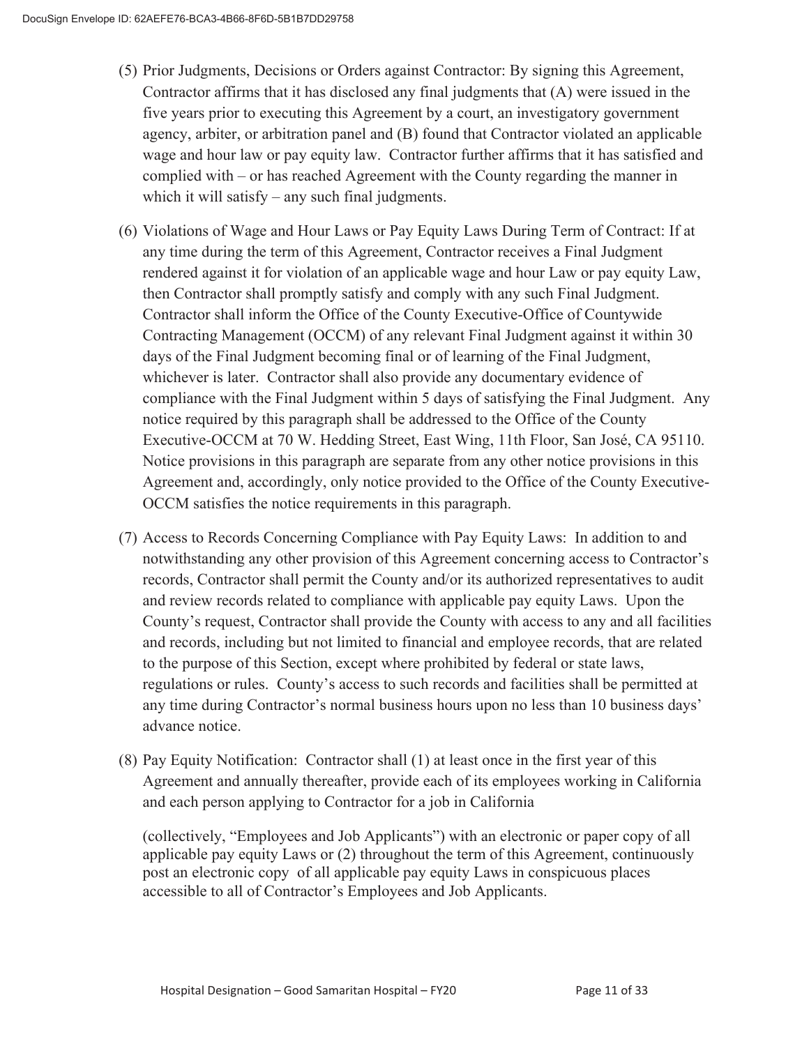(5) Prior Judgments, Decisions or Orders against Contractor: By signing this Agreement, Contractor affirms that it has disclosed any final judgments that (A) were issued in the five years prior to executing this Agreement by a court, an investigatory government agency, arbiter, or arbitration panel and (B) found that Contractor violated an applicable wage and hour law or pay equity law. Contractor further affirms that it has satisfied and complied with – or has reached Agreement with the County regarding the manner in which it will satisfy – any such final judgments.

(6) Violations of Wage and Hour Laws or Pay Equity Laws During Term of Contract: If at any time during the term of this Agreement, Contractor receives a Final Judgment rendered against it for violation of an applicable wage and hour Law or pay equity Law, then Contractor shall promptly satisfy and comply with any such Final Judgment. Contractor shall inform the Office of the County Executive-Office of Countywide Contracting Management (OCCM) of any relevant Final Judgment against it within 30 days of the Final Judgment becoming final or of learning of the Final Judgment, whichever is later. Contractor shall also provide any documentary evidence of compliance with the Final Judgment within 5 days of satisfying the Final Judgment. Any notice required by this paragraph shall be addressed to the Office of the County Executive-OCCM at 70 W. Hedding Street, East Wing, 11th Floor, San José, CA 95110. Notice provisions in this paragraph are separate from any other notice provisions in this Agreement and, accordingly, only notice provided to the Office of the County Executive-OCCM satisfies the notice requirements in this paragraph.

(7) Access to Records Concerning Compliance with Pay Equity Laws: In addition to and notwithstanding any other provision of this Agreement concerning access to Contractor's records, Contractor shall permit the County and/or its authorized representatives to audit and review records related to compliance with applicable pay equity Laws. Upon the County's request, Contractor shall provide the County with access to any and all facilities and records, including but not limited to financial and employee records, that are related to the purpose of this Section, except where prohibited by federal or state laws, regulations or rules. County's access to such records and facilities shall be permitted at any time during Contractor's normal business hours upon no less than 10 business days' advance notice.

(8) Pay Equity Notification: Contractor shall (1) at least once in the first year of this Agreement and annually thereafter, provide each of its employees working in California and each person applying to Contractor for a job in California

(collectively, "Employees and Job Applicants") with an electronic or paper copy of all applicable pay equity Laws or (2) throughout the term of this Agreement, continuously post an electronic copy of all applicable pay equity Laws in conspicuous places accessible to all of Contractor's Employees and Job Applicants.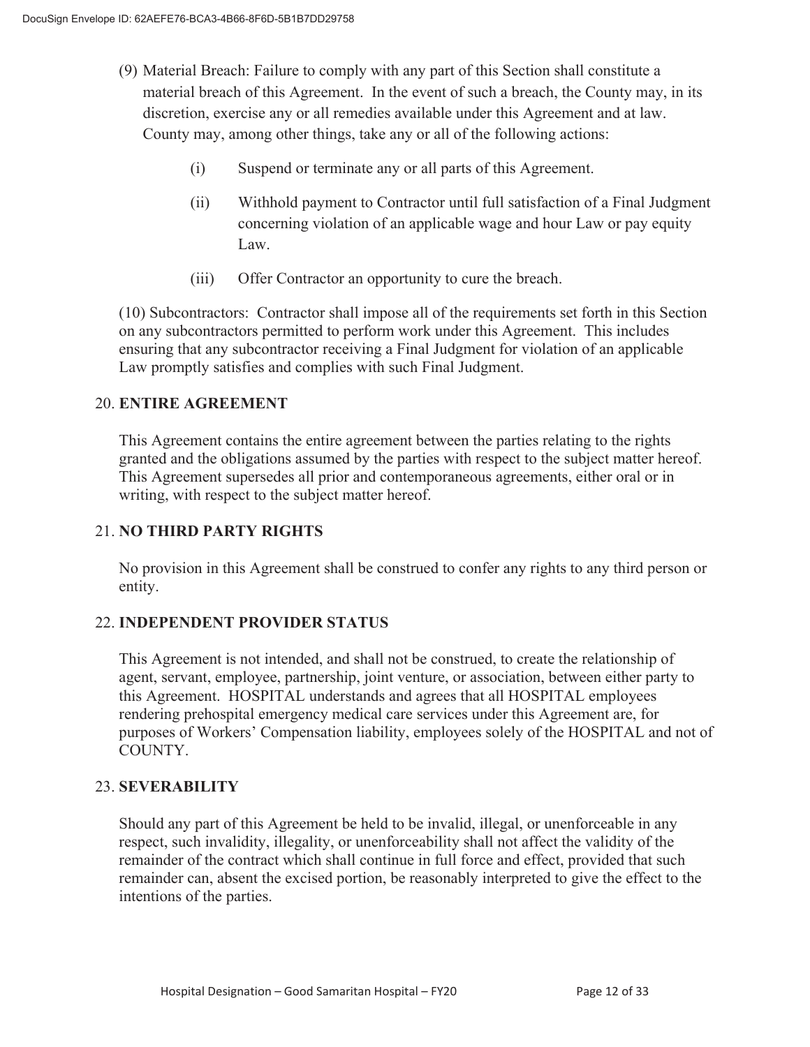(9) Material Breach: Failure to comply with any part of this Section shall constitute a material breach of this Agreement. In the event of such a breach, the County may, in its discretion, exercise any or all remedies available under this Agreement and at law. County may, among other things, take any or all of the following actions:

(i) Suspend or terminate any or all parts of this Agreement.

(ii) Withhold payment to Contractor until full satisfaction of a Final Judgment concerning violation of an applicable wage and hour Law or pay equity Law.

(iii) Offer Contractor an opportunity to cure the breach.

(10) Subcontractors: Contractor shall impose all of the requirements set forth in this Section on any subcontractors permitted to perform work under this Agreement. This includes ensuring that any subcontractor receiving a Final Judgment for violation of an applicable Law promptly satisfies and complies with such Final Judgment.

## 20. ENTIRE AGREEMENT

This Agreement contains the entire agreement between the parties relating to the rights granted and the obligations assumed by the parties with respect to the subject matter hereof. This Agreement supersedes all prior and contemporaneous agreements, either oral or in writing, with respect to the subject matter hereof.

## 21. NO THIRD PARTY RIGHTS

No provision in this Agreement shall be construed to confer any rights to any third person or entity.

## 22. INDEPENDENT PROVIDER STATUS

This Agreement is not intended, and shall not be construed, to create the relationship of agent, servant, employee, partnership, joint venture, or association, between either party to this Agreement. HOSPITAL understands and agrees that all HOSPITAL employees rendering prehospital emergency medical care services under this Agreement are, for purposes of Workers' Compensation liability, employees solely of the HOSPITAL and not of COUNTY.

## 23. SEVERABILITY

Should any part of this Agreement be held to be invalid, illegal, or unenforceable in any respect, such invalidity, illegality, or unenforceability shall not affect the validity of the remainder of the contract which shall continue in full force and effect, provided that such remainder can, absent the excised portion, be reasonably interpreted to give the effect to the intentions of the parties.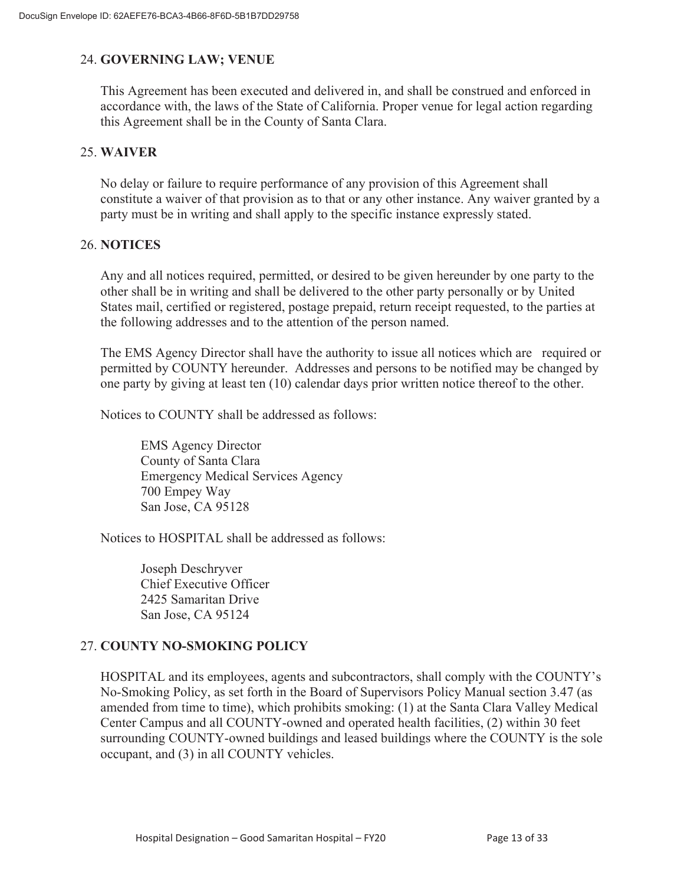## 24. **GOVERNING LAW; VENUE**

This Agreement has been executed and delivered in, and shall be construed and enforced in accordance with, the laws of the State of California. Proper venue for legal action regarding this Agreement shall be in the County of Santa Clara.

## 25. **WAIVER**

No delay or failure to require performance of any provision of this Agreement shall constitute a waiver of that provision as to that or any other instance. Any waiver granted by a party must be in writing and shall apply to the specific instance expressly stated.

## 26. **NOTICES**

Any and all notices required, permitted, or desired to be given hereunder by one party to the other shall be in writing and shall be delivered to the other party personally or by United States mail, certified or registered, postage prepaid, return receipt requested, to the parties at the following addresses and to the attention of the person named.

The EMS Agency Director shall have the authority to issue all notices which are required or permitted by COUNTY hereunder. Addresses and persons to be notified may be changed by one party by giving at least ten (10) calendar days prior written notice thereof to the other.

Notices to COUNTY shall be addressed as follows:

> EMS Agency Director
> County of Santa Clara
> Emergency Medical Services Agency
> 700 Empey Way
> San Jose, CA 95128

Notices to HOSPITAL shall be addressed as follows:

> Joseph Deschryver
> Chief Executive Officer
> 2425 Samaritan Drive
> San Jose, CA 95124

## 27. **COUNTY NO-SMOKING POLICY**

HOSPITAL and its employees, agents and subcontractors, shall comply with the COUNTY's No-Smoking Policy, as set forth in the Board of Supervisors Policy Manual section 3.47 (as amended from time to time), which prohibits smoking: (1) at the Santa Clara Valley Medical Center Campus and all COUNTY-owned and operated health facilities, (2) within 30 feet surrounding COUNTY-owned buildings and leased buildings where the COUNTY is the sole occupant, and (3) in all COUNTY vehicles.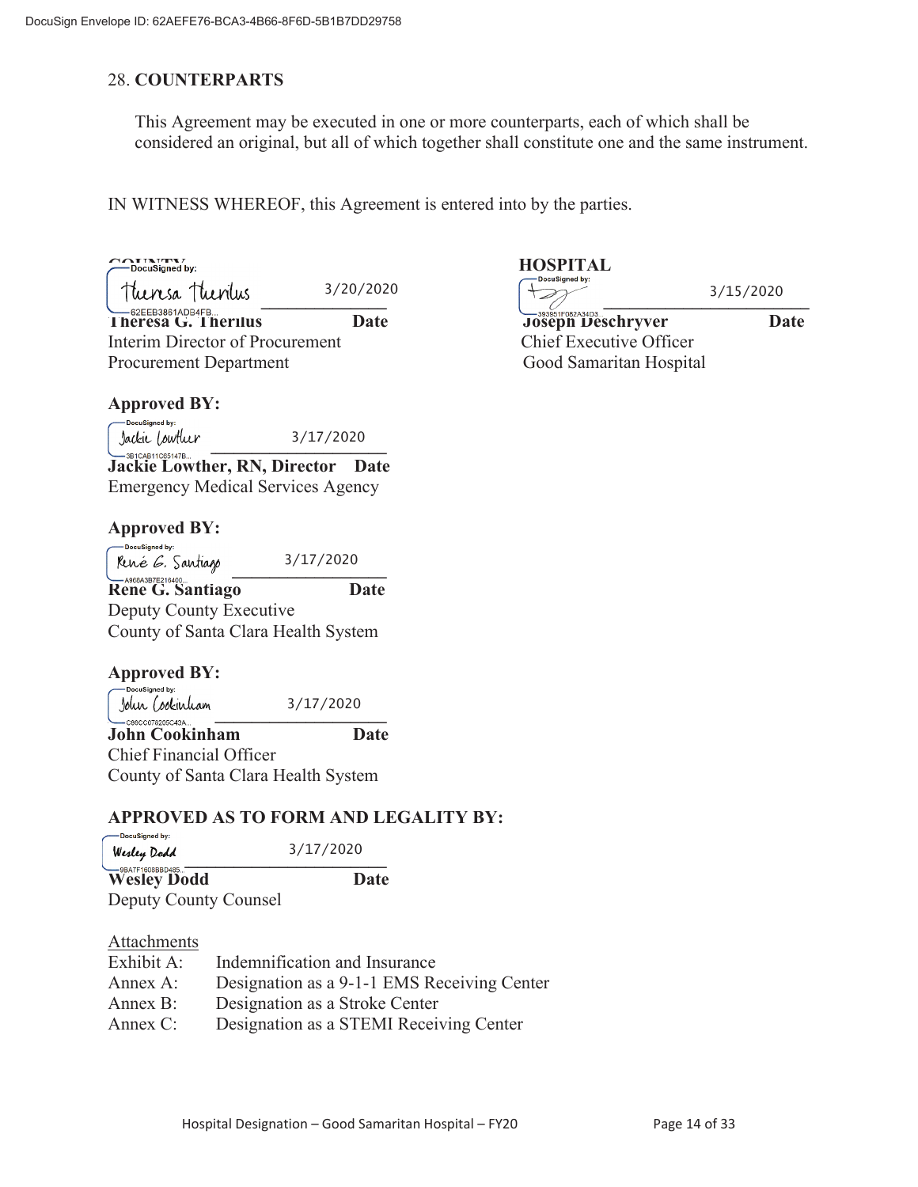## 28. COUNTERPARTS

This Agreement may be executed in one or more counterparts, each of which shall be considered an original, but all of which together shall constitute one and the same instrument.

IN WITNESS WHEREOF, this Agreement is entered into by the parties.

**COUNTY**

Theresa Therilus 3/20/2020

**Theresa G. Therilus** **Date**
Interim Director of Procurement
Procurement Department

**HOSPITAL**

3/15/2020

**Joseph Deschryver** **Date**
Chief Executive Officer
Good Samaritan Hospital

**Approved BY:**

Jackie Lowther 3/17/2020

**Jackie Lowther, RN, Director** **Date**
Emergency Medical Services Agency

**Approved BY:**

René G. Santiago 3/17/2020

**Rene G. Santiago** **Date**
Deputy County Executive
County of Santa Clara Health System

**Approved BY:**

John Cookinham 3/17/2020

**John Cookinham** **Date**
Chief Financial Officer
County of Santa Clara Health System

**APPROVED AS TO FORM AND LEGALITY BY:**

Wesley Dodd 3/17/2020

**Wesley Dodd** **Date**
Deputy County Counsel

Attachments

| | |
|---|---|
| Exhibit A: | Indemnification and Insurance |
| Annex A: | Designation as a 9-1-1 EMS Receiving Center |
| Annex B: | Designation as a Stroke Center |
| Annex C: | Designation as a STEMI Receiving Center |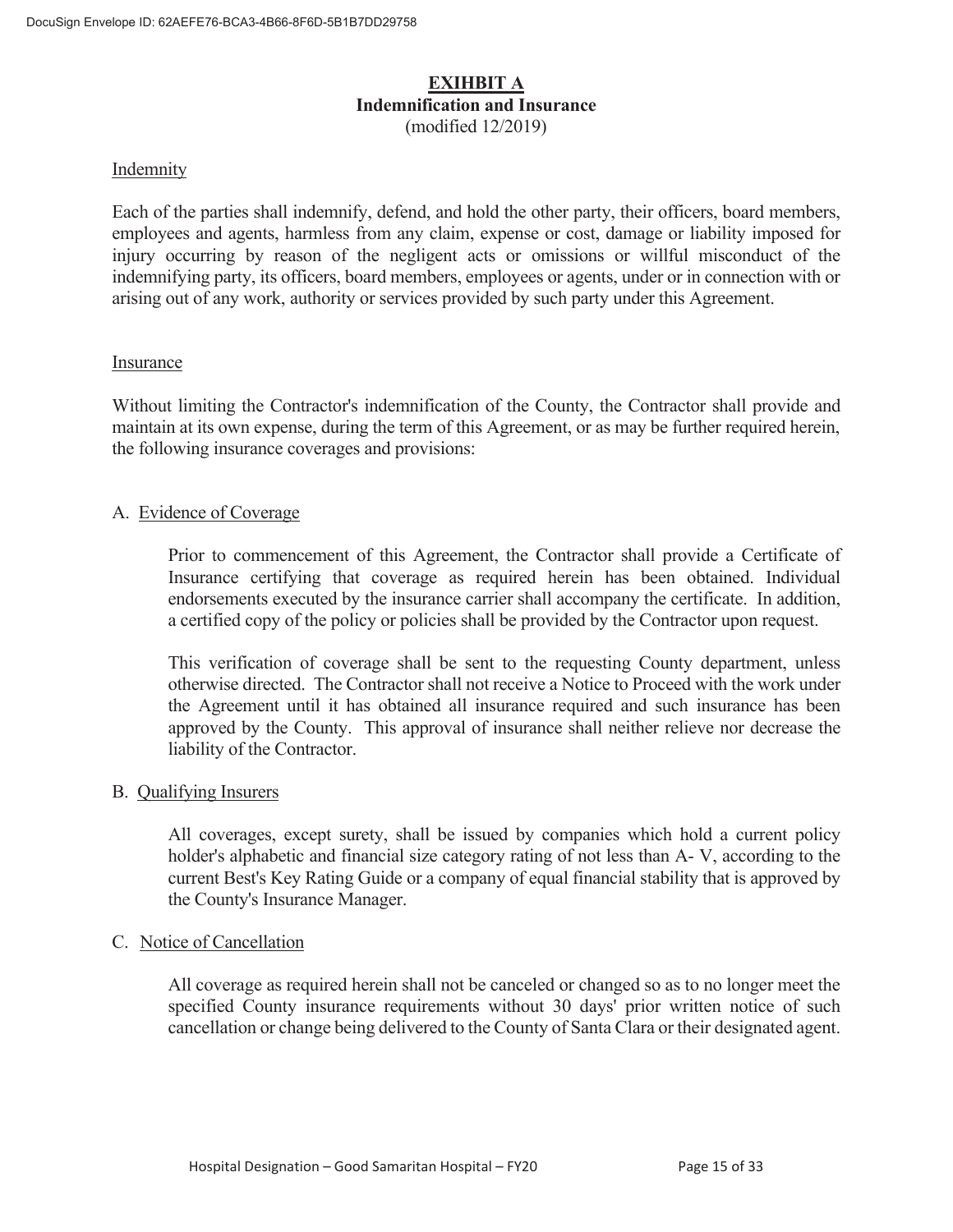# EXIHBIT A
## Indemnification and Insurance
(modified 12/2019)

### Indemnity

Each of the parties shall indemnify, defend, and hold the other party, their officers, board members, employees and agents, harmless from any claim, expense or cost, damage or liability imposed for injury occurring by reason of the negligent acts or omissions or willful misconduct of the indemnifying party, its officers, board members, employees or agents, under or in connection with or arising out of any work, authority or services provided by such party under this Agreement.

### Insurance

Without limiting the Contractor's indemnification of the County, the Contractor shall provide and maintain at its own expense, during the term of this Agreement, or as may be further required herein, the following insurance coverages and provisions:

A. Evidence of Coverage

Prior to commencement of this Agreement, the Contractor shall provide a Certificate of Insurance certifying that coverage as required herein has been obtained. Individual endorsements executed by the insurance carrier shall accompany the certificate. In addition, a certified copy of the policy or policies shall be provided by the Contractor upon request.

This verification of coverage shall be sent to the requesting County department, unless otherwise directed. The Contractor shall not receive a Notice to Proceed with the work under the Agreement until it has obtained all insurance required and such insurance has been approved by the County. This approval of insurance shall neither relieve nor decrease the liability of the Contractor.

B. Qualifying Insurers

All coverages, except surety, shall be issued by companies which hold a current policy holder's alphabetic and financial size category rating of not less than A- V, according to the current Best's Key Rating Guide or a company of equal financial stability that is approved by the County's Insurance Manager.

C. Notice of Cancellation

All coverage as required herein shall not be canceled or changed so as to no longer meet the specified County insurance requirements without 30 days' prior written notice of such cancellation or change being delivered to the County of Santa Clara or their designated agent.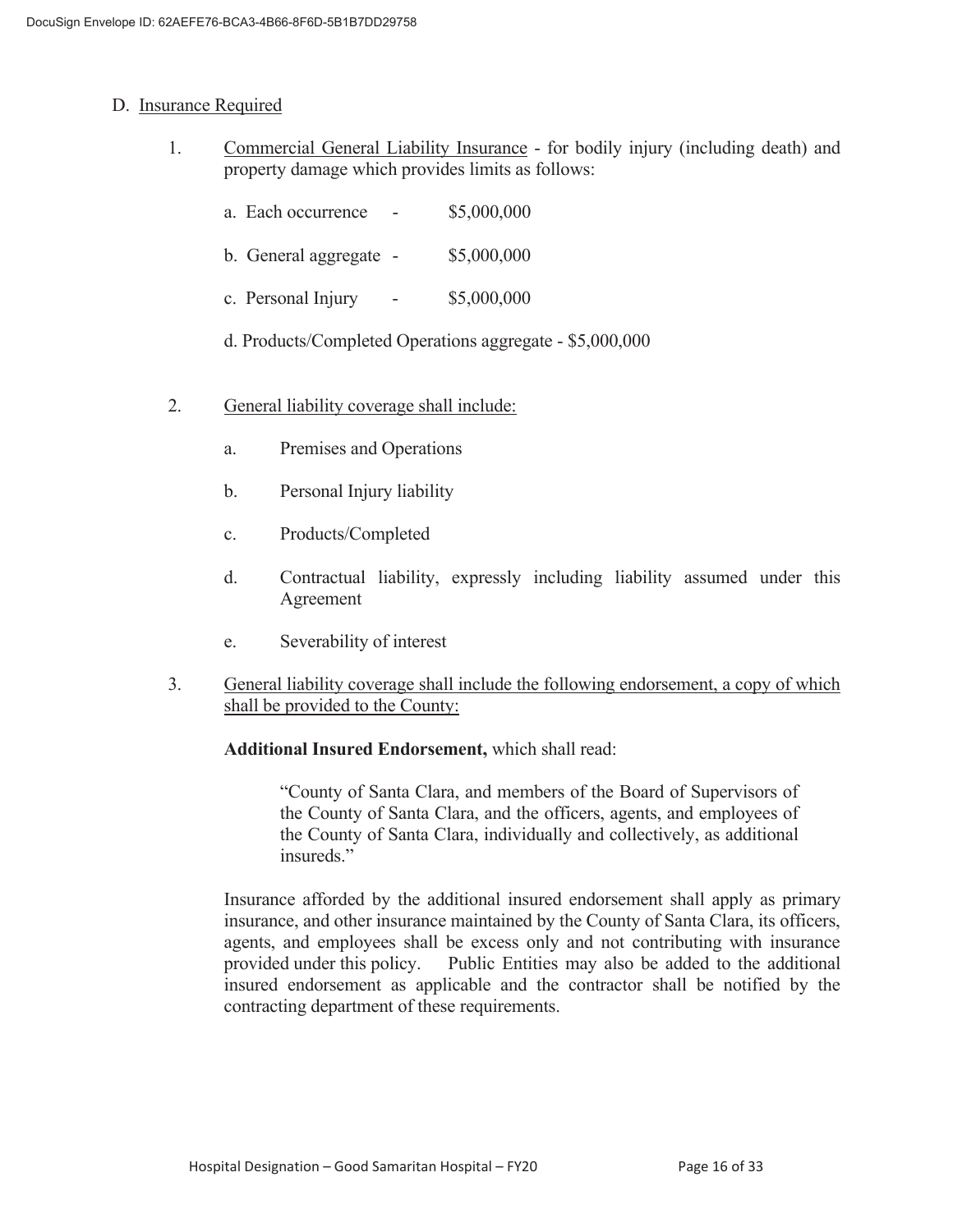D. Insurance Required

1. Commercial General Liability Insurance - for bodily injury (including death) and property damage which provides limits as follows:

    a. Each occurrence - $5,000,000

    b. General aggregate - $5,000,000

    c. Personal Injury - $5,000,000

    d. Products/Completed Operations aggregate - $5,000,000

2. General liability coverage shall include:

    a. Premises and Operations

    b. Personal Injury liability

    c. Products/Completed

    d. Contractual liability, expressly including liability assumed under this Agreement

    e. Severability of interest

3. General liability coverage shall include the following endorsement, a copy of which shall be provided to the County:

    **Additional Insured Endorsement,** which shall read:

    > "County of Santa Clara, and members of the Board of Supervisors of the County of Santa Clara, and the officers, agents, and employees of the County of Santa Clara, individually and collectively, as additional insureds."

    Insurance afforded by the additional insured endorsement shall apply as primary insurance, and other insurance maintained by the County of Santa Clara, its officers, agents, and employees shall be excess only and not contributing with insurance provided under this policy. Public Entities may also be added to the additional insured endorsement as applicable and the contractor shall be notified by the contracting department of these requirements.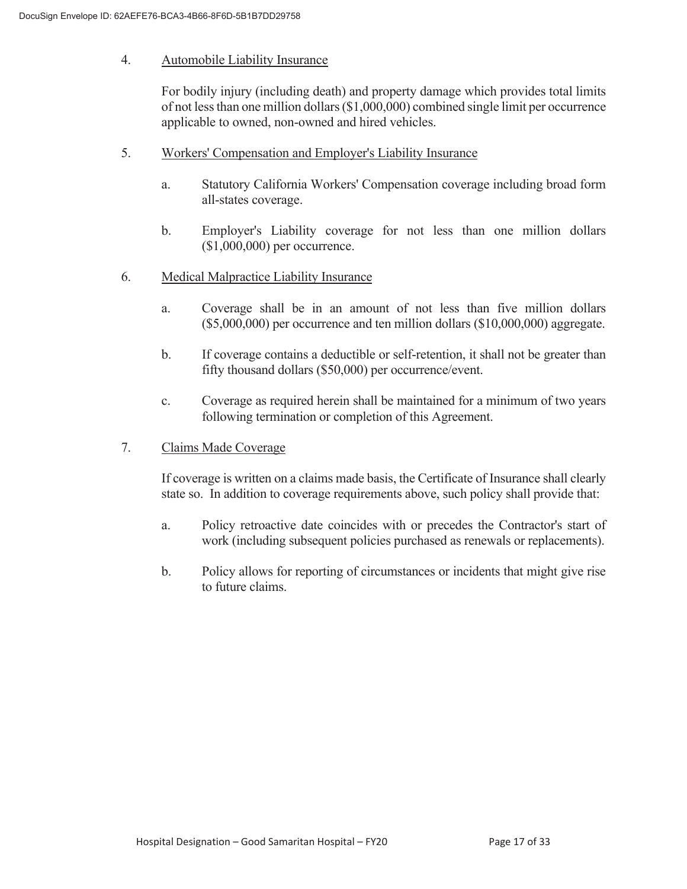4. Automobile Liability Insurance

   For bodily injury (including death) and property damage which provides total limits of not less than one million dollars ($1,000,000) combined single limit per occurrence applicable to owned, non-owned and hired vehicles.

5. Workers' Compensation and Employer's Liability Insurance

   a. Statutory California Workers' Compensation coverage including broad form all-states coverage.

   b. Employer's Liability coverage for not less than one million dollars ($1,000,000) per occurrence.

6. Medical Malpractice Liability Insurance

   a. Coverage shall be in an amount of not less than five million dollars ($5,000,000) per occurrence and ten million dollars ($10,000,000) aggregate.

   b. If coverage contains a deductible or self-retention, it shall not be greater than fifty thousand dollars ($50,000) per occurrence/event.

   c. Coverage as required herein shall be maintained for a minimum of two years following termination or completion of this Agreement.

7. Claims Made Coverage

   If coverage is written on a claims made basis, the Certificate of Insurance shall clearly state so. In addition to coverage requirements above, such policy shall provide that:

   a. Policy retroactive date coincides with or precedes the Contractor's start of work (including subsequent policies purchased as renewals or replacements).

   b. Policy allows for reporting of circumstances or incidents that might give rise to future claims.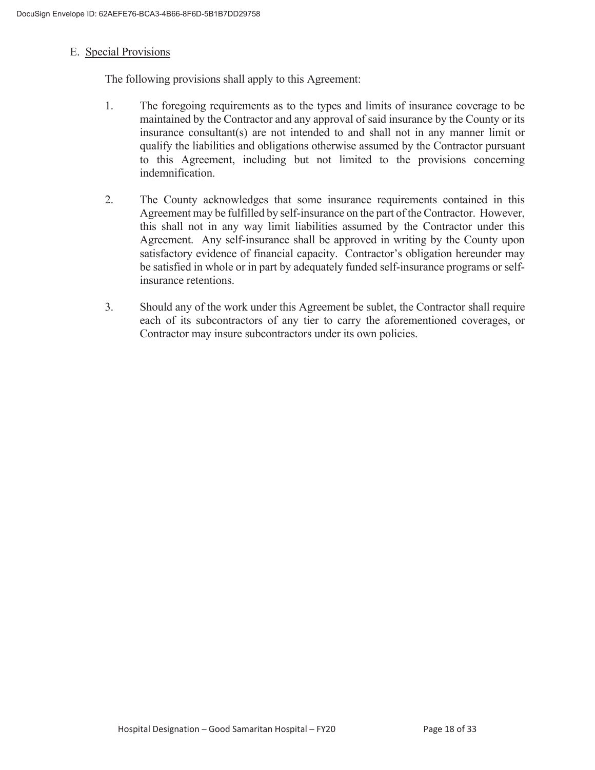E. Special Provisions

The following provisions shall apply to this Agreement:

1. The foregoing requirements as to the types and limits of insurance coverage to be maintained by the Contractor and any approval of said insurance by the County or its insurance consultant(s) are not intended to and shall not in any manner limit or qualify the liabilities and obligations otherwise assumed by the Contractor pursuant to this Agreement, including but not limited to the provisions concerning indemnification.

2. The County acknowledges that some insurance requirements contained in this Agreement may be fulfilled by self-insurance on the part of the Contractor. However, this shall not in any way limit liabilities assumed by the Contractor under this Agreement. Any self-insurance shall be approved in writing by the County upon satisfactory evidence of financial capacity. Contractor's obligation hereunder may be satisfied in whole or in part by adequately funded self-insurance programs or self-insurance retentions.

3. Should any of the work under this Agreement be sublet, the Contractor shall require each of its subcontractors of any tier to carry the aforementioned coverages, or Contractor may insure subcontractors under its own policies.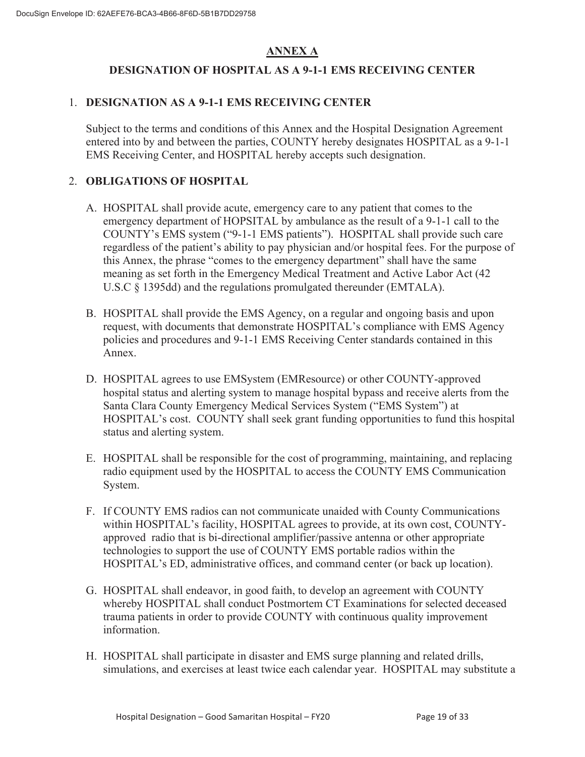## ANNEX A

## DESIGNATION OF HOSPITAL AS A 9-1-1 EMS RECEIVING CENTER

1. **DESIGNATION AS A 9-1-1 EMS RECEIVING CENTER**

   Subject to the terms and conditions of this Annex and the Hospital Designation Agreement entered into by and between the parties, COUNTY hereby designates HOSPITAL as a 9-1-1 EMS Receiving Center, and HOSPITAL hereby accepts such designation.

2. **OBLIGATIONS OF HOSPITAL**

   A. HOSPITAL shall provide acute, emergency care to any patient that comes to the emergency department of HOPSITAL by ambulance as the result of a 9-1-1 call to the COUNTY's EMS system ("9-1-1 EMS patients"). HOSPITAL shall provide such care regardless of the patient's ability to pay physician and/or hospital fees. For the purpose of this Annex, the phrase "comes to the emergency department" shall have the same meaning as set forth in the Emergency Medical Treatment and Active Labor Act (42 U.S.C § 1395dd) and the regulations promulgated thereunder (EMTALA).

   B. HOSPITAL shall provide the EMS Agency, on a regular and ongoing basis and upon request, with documents that demonstrate HOSPITAL's compliance with EMS Agency policies and procedures and 9-1-1 EMS Receiving Center standards contained in this Annex.

   D. HOSPITAL agrees to use EMSystem (EMResource) or other COUNTY-approved hospital status and alerting system to manage hospital bypass and receive alerts from the Santa Clara County Emergency Medical Services System ("EMS System") at HOSPITAL's cost. COUNTY shall seek grant funding opportunities to fund this hospital status and alerting system.

   E. HOSPITAL shall be responsible for the cost of programming, maintaining, and replacing radio equipment used by the HOSPITAL to access the COUNTY EMS Communication System.

   F. If COUNTY EMS radios can not communicate unaided with County Communications within HOSPITAL's facility, HOSPITAL agrees to provide, at its own cost, COUNTY-approved radio that is bi-directional amplifier/passive antenna or other appropriate technologies to support the use of COUNTY EMS portable radios within the HOSPITAL's ED, administrative offices, and command center (or back up location).

   G. HOSPITAL shall endeavor, in good faith, to develop an agreement with COUNTY whereby HOSPITAL shall conduct Postmortem CT Examinations for selected deceased trauma patients in order to provide COUNTY with continuous quality improvement information.

   H. HOSPITAL shall participate in disaster and EMS surge planning and related drills, simulations, and exercises at least twice each calendar year. HOSPITAL may substitute a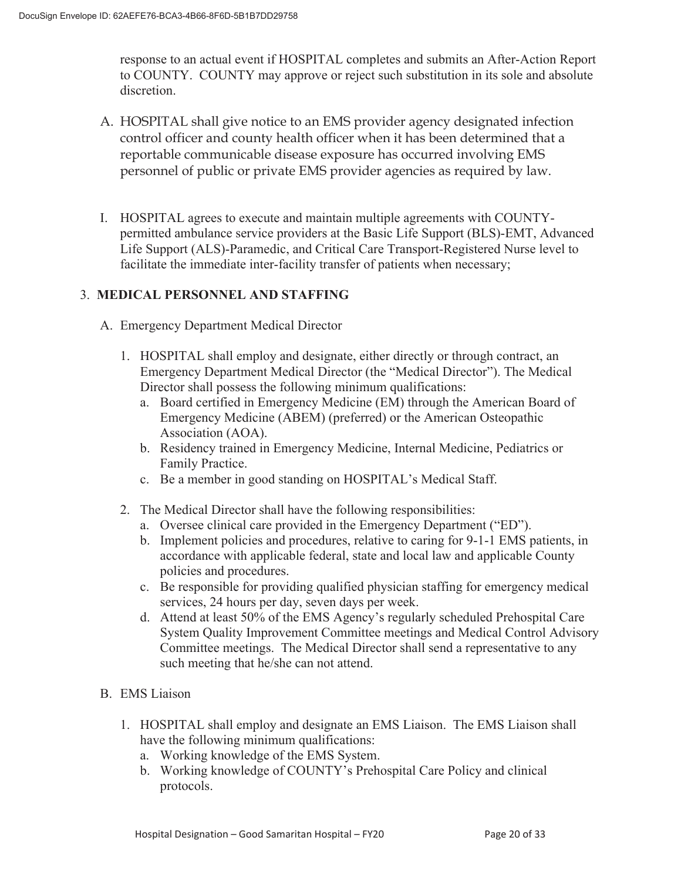response to an actual event if HOSPITAL completes and submits an After-Action Report to COUNTY. COUNTY may approve or reject such substitution in its sole and absolute discretion.

A. HOSPITAL shall give notice to an EMS provider agency designated infection control officer and county health officer when it has been determined that a reportable communicable disease exposure has occurred involving EMS personnel of public or private EMS provider agencies as required by law.

I. HOSPITAL agrees to execute and maintain multiple agreements with COUNTY-permitted ambulance service providers at the Basic Life Support (BLS)-EMT, Advanced Life Support (ALS)-Paramedic, and Critical Care Transport-Registered Nurse level to facilitate the immediate inter-facility transfer of patients when necessary;

3. **MEDICAL PERSONNEL AND STAFFING**

A. Emergency Department Medical Director

1. HOSPITAL shall employ and designate, either directly or through contract, an Emergency Department Medical Director (the "Medical Director"). The Medical Director shall possess the following minimum qualifications:
   a. Board certified in Emergency Medicine (EM) through the American Board of Emergency Medicine (ABEM) (preferred) or the American Osteopathic Association (AOA).
   b. Residency trained in Emergency Medicine, Internal Medicine, Pediatrics or Family Practice.
   c. Be a member in good standing on HOSPITAL's Medical Staff.

2. The Medical Director shall have the following responsibilities:
   a. Oversee clinical care provided in the Emergency Department ("ED").
   b. Implement policies and procedures, relative to caring for 9-1-1 EMS patients, in accordance with applicable federal, state and local law and applicable County policies and procedures.
   c. Be responsible for providing qualified physician staffing for emergency medical services, 24 hours per day, seven days per week.
   d. Attend at least 50% of the EMS Agency's regularly scheduled Prehospital Care System Quality Improvement Committee meetings and Medical Control Advisory Committee meetings. The Medical Director shall send a representative to any such meeting that he/she can not attend.

B. EMS Liaison

1. HOSPITAL shall employ and designate an EMS Liaison. The EMS Liaison shall have the following minimum qualifications:
   a. Working knowledge of the EMS System.
   b. Working knowledge of COUNTY's Prehospital Care Policy and clinical protocols.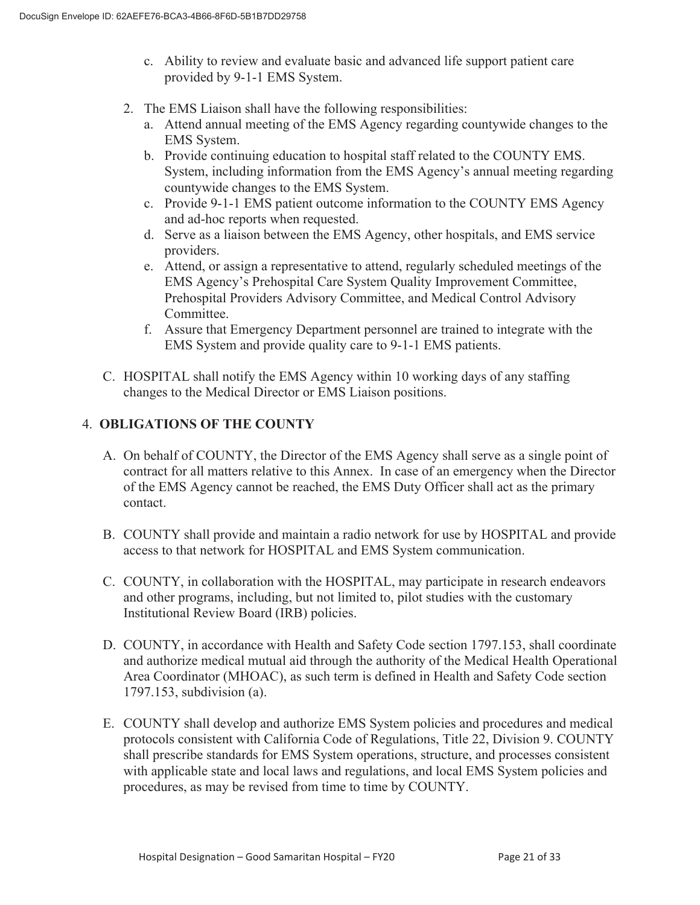c. Ability to review and evaluate basic and advanced life support patient care provided by 9-1-1 EMS System.

2. The EMS Liaison shall have the following responsibilities:
   a. Attend annual meeting of the EMS Agency regarding countywide changes to the EMS System.
   b. Provide continuing education to hospital staff related to the COUNTY EMS. System, including information from the EMS Agency's annual meeting regarding countywide changes to the EMS System.
   c. Provide 9-1-1 EMS patient outcome information to the COUNTY EMS Agency and ad-hoc reports when requested.
   d. Serve as a liaison between the EMS Agency, other hospitals, and EMS service providers.
   e. Attend, or assign a representative to attend, regularly scheduled meetings of the EMS Agency's Prehospital Care System Quality Improvement Committee, Prehospital Providers Advisory Committee, and Medical Control Advisory Committee.
   f. Assure that Emergency Department personnel are trained to integrate with the EMS System and provide quality care to 9-1-1 EMS patients.

C. HOSPITAL shall notify the EMS Agency within 10 working days of any staffing changes to the Medical Director or EMS Liaison positions.

## 4. **OBLIGATIONS OF THE COUNTY**

A. On behalf of COUNTY, the Director of the EMS Agency shall serve as a single point of contract for all matters relative to this Annex. In case of an emergency when the Director of the EMS Agency cannot be reached, the EMS Duty Officer shall act as the primary contact.

B. COUNTY shall provide and maintain a radio network for use by HOSPITAL and provide access to that network for HOSPITAL and EMS System communication.

C. COUNTY, in collaboration with the HOSPITAL, may participate in research endeavors and other programs, including, but not limited to, pilot studies with the customary Institutional Review Board (IRB) policies.

D. COUNTY, in accordance with Health and Safety Code section 1797.153, shall coordinate and authorize medical mutual aid through the authority of the Medical Health Operational Area Coordinator (MHOAC), as such term is defined in Health and Safety Code section 1797.153, subdivision (a).

E. COUNTY shall develop and authorize EMS System policies and procedures and medical protocols consistent with California Code of Regulations, Title 22, Division 9. COUNTY shall prescribe standards for EMS System operations, structure, and processes consistent with applicable state and local laws and regulations, and local EMS System policies and procedures, as may be revised from time to time by COUNTY.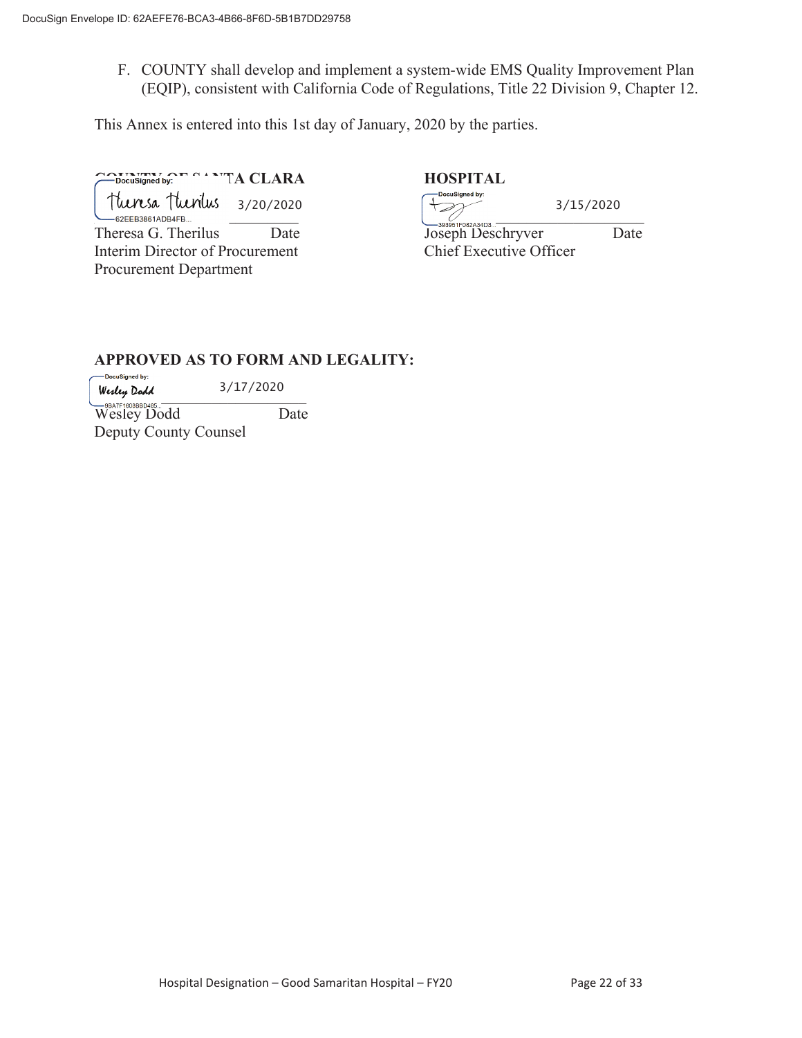F. COUNTY shall develop and implement a system-wide EMS Quality Improvement Plan (EQIP), consistent with California Code of Regulations, Title 22 Division 9, Chapter 12.

This Annex is entered into this 1st day of January, 2020 by the parties.

| **COUNTY OF SANTA CLARA** | | **HOSPITAL** | |
|---|---|---|---|
| DocuSigned by: Theresa Therilus | 3/20/2020 | DocuSigned by: | 3/15/2020 |
| Theresa G. Therilus | Date | Joseph Deschryver | Date |
| Interim Director of Procurement | | Chief Executive Officer | |
| Procurement Department | | | |

**APPROVED AS TO FORM AND LEGALITY:**

DocuSigned by: Wesley Dodd — 3/17/2020

Wesley Dodd — Date

Deputy County Counsel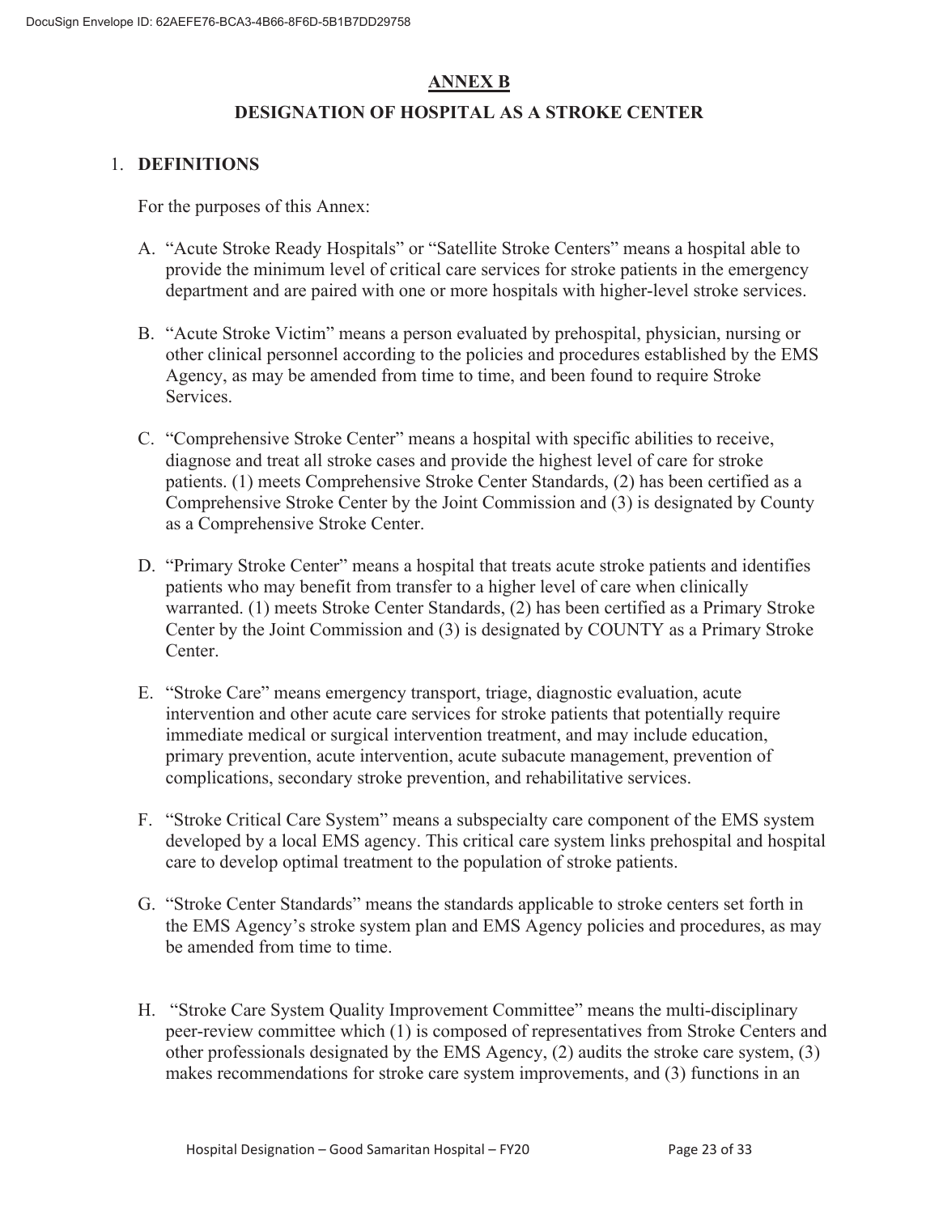## ANNEX B

## DESIGNATION OF HOSPITAL AS A STROKE CENTER

1. **DEFINITIONS**

   For the purposes of this Annex:

   A. "Acute Stroke Ready Hospitals" or "Satellite Stroke Centers" means a hospital able to provide the minimum level of critical care services for stroke patients in the emergency department and are paired with one or more hospitals with higher-level stroke services.

   B. "Acute Stroke Victim" means a person evaluated by prehospital, physician, nursing or other clinical personnel according to the policies and procedures established by the EMS Agency, as may be amended from time to time, and been found to require Stroke Services.

   C. "Comprehensive Stroke Center" means a hospital with specific abilities to receive, diagnose and treat all stroke cases and provide the highest level of care for stroke patients. (1) meets Comprehensive Stroke Center Standards, (2) has been certified as a Comprehensive Stroke Center by the Joint Commission and (3) is designated by County as a Comprehensive Stroke Center.

   D. "Primary Stroke Center" means a hospital that treats acute stroke patients and identifies patients who may benefit from transfer to a higher level of care when clinically warranted. (1) meets Stroke Center Standards, (2) has been certified as a Primary Stroke Center by the Joint Commission and (3) is designated by COUNTY as a Primary Stroke Center.

   E. "Stroke Care" means emergency transport, triage, diagnostic evaluation, acute intervention and other acute care services for stroke patients that potentially require immediate medical or surgical intervention treatment, and may include education, primary prevention, acute intervention, acute subacute management, prevention of complications, secondary stroke prevention, and rehabilitative services.

   F. "Stroke Critical Care System" means a subspecialty care component of the EMS system developed by a local EMS agency. This critical care system links prehospital and hospital care to develop optimal treatment to the population of stroke patients.

   G. "Stroke Center Standards" means the standards applicable to stroke centers set forth in the EMS Agency's stroke system plan and EMS Agency policies and procedures, as may be amended from time to time.

   H. "Stroke Care System Quality Improvement Committee" means the multi-disciplinary peer-review committee which (1) is composed of representatives from Stroke Centers and other professionals designated by the EMS Agency, (2) audits the stroke care system, (3) makes recommendations for stroke care system improvements, and (3) functions in an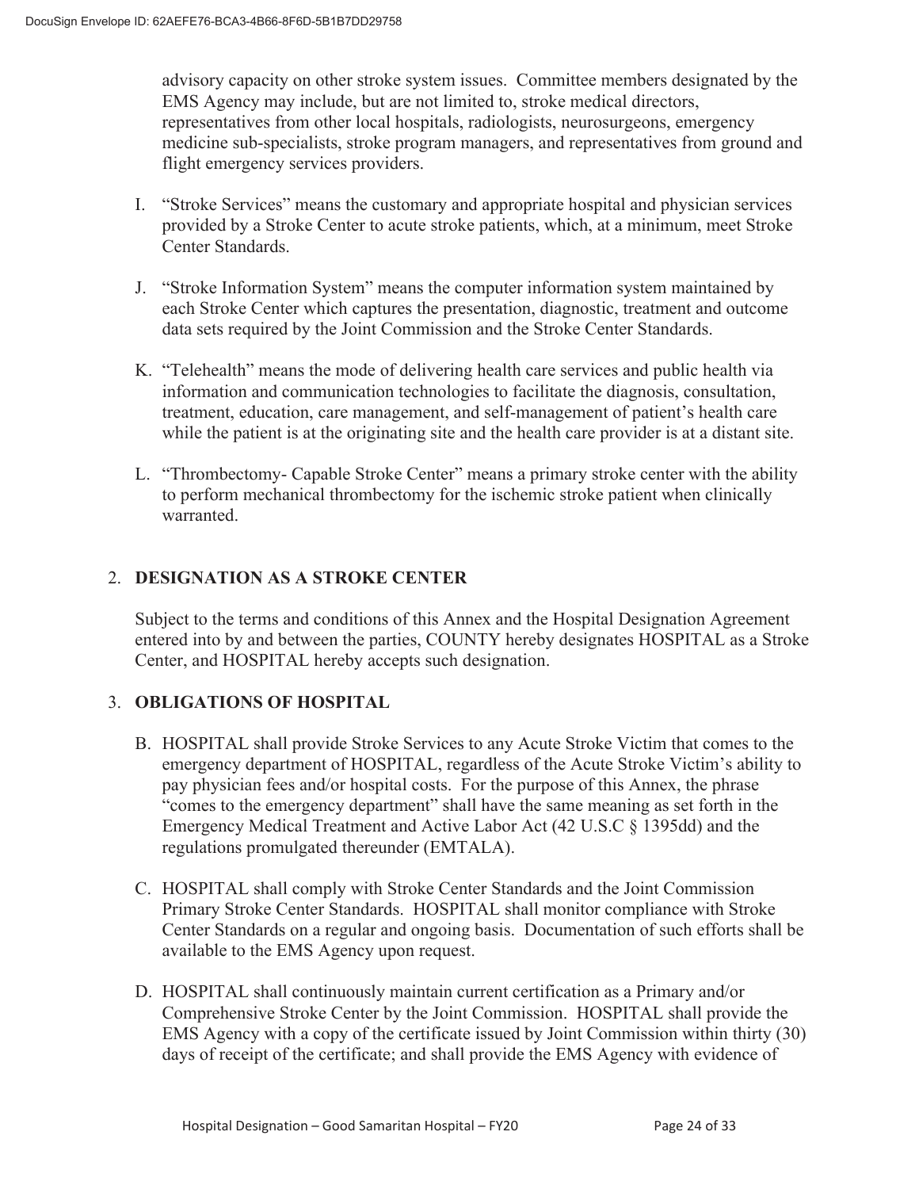advisory capacity on other stroke system issues. Committee members designated by the EMS Agency may include, but are not limited to, stroke medical directors, representatives from other local hospitals, radiologists, neurosurgeons, emergency medicine sub-specialists, stroke program managers, and representatives from ground and flight emergency services providers.

I. "Stroke Services" means the customary and appropriate hospital and physician services provided by a Stroke Center to acute stroke patients, which, at a minimum, meet Stroke Center Standards.

J. "Stroke Information System" means the computer information system maintained by each Stroke Center which captures the presentation, diagnostic, treatment and outcome data sets required by the Joint Commission and the Stroke Center Standards.

K. "Telehealth" means the mode of delivering health care services and public health via information and communication technologies to facilitate the diagnosis, consultation, treatment, education, care management, and self-management of patient's health care while the patient is at the originating site and the health care provider is at a distant site.

L. "Thrombectomy- Capable Stroke Center" means a primary stroke center with the ability to perform mechanical thrombectomy for the ischemic stroke patient when clinically warranted.

2. **DESIGNATION AS A STROKE CENTER**

Subject to the terms and conditions of this Annex and the Hospital Designation Agreement entered into by and between the parties, COUNTY hereby designates HOSPITAL as a Stroke Center, and HOSPITAL hereby accepts such designation.

3. **OBLIGATIONS OF HOSPITAL**

B. HOSPITAL shall provide Stroke Services to any Acute Stroke Victim that comes to the emergency department of HOSPITAL, regardless of the Acute Stroke Victim's ability to pay physician fees and/or hospital costs. For the purpose of this Annex, the phrase "comes to the emergency department" shall have the same meaning as set forth in the Emergency Medical Treatment and Active Labor Act (42 U.S.C § 1395dd) and the regulations promulgated thereunder (EMTALA).

C. HOSPITAL shall comply with Stroke Center Standards and the Joint Commission Primary Stroke Center Standards. HOSPITAL shall monitor compliance with Stroke Center Standards on a regular and ongoing basis. Documentation of such efforts shall be available to the EMS Agency upon request.

D. HOSPITAL shall continuously maintain current certification as a Primary and/or Comprehensive Stroke Center by the Joint Commission. HOSPITAL shall provide the EMS Agency with a copy of the certificate issued by Joint Commission within thirty (30) days of receipt of the certificate; and shall provide the EMS Agency with evidence of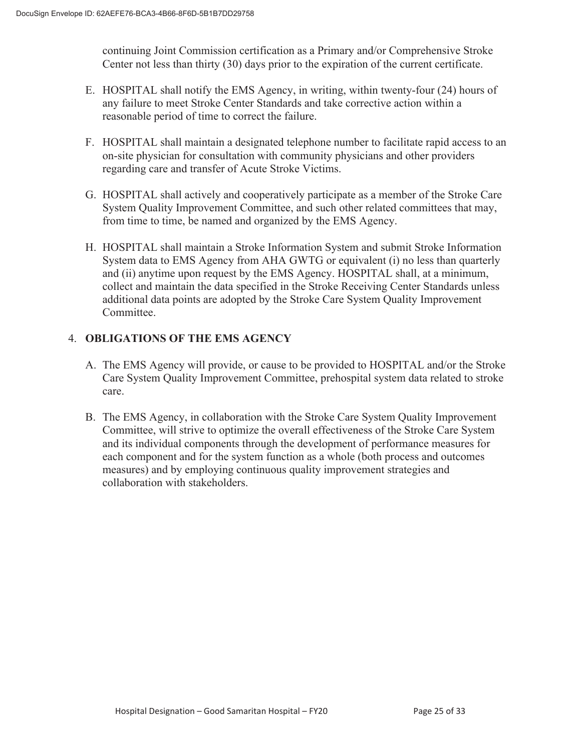continuing Joint Commission certification as a Primary and/or Comprehensive Stroke Center not less than thirty (30) days prior to the expiration of the current certificate.

E. HOSPITAL shall notify the EMS Agency, in writing, within twenty-four (24) hours of any failure to meet Stroke Center Standards and take corrective action within a reasonable period of time to correct the failure.

F. HOSPITAL shall maintain a designated telephone number to facilitate rapid access to an on-site physician for consultation with community physicians and other providers regarding care and transfer of Acute Stroke Victims.

G. HOSPITAL shall actively and cooperatively participate as a member of the Stroke Care System Quality Improvement Committee, and such other related committees that may, from time to time, be named and organized by the EMS Agency.

H. HOSPITAL shall maintain a Stroke Information System and submit Stroke Information System data to EMS Agency from AHA GWTG or equivalent (i) no less than quarterly and (ii) anytime upon request by the EMS Agency. HOSPITAL shall, at a minimum, collect and maintain the data specified in the Stroke Receiving Center Standards unless additional data points are adopted by the Stroke Care System Quality Improvement Committee.

4. **OBLIGATIONS OF THE EMS AGENCY**

A. The EMS Agency will provide, or cause to be provided to HOSPITAL and/or the Stroke Care System Quality Improvement Committee, prehospital system data related to stroke care.

B. The EMS Agency, in collaboration with the Stroke Care System Quality Improvement Committee, will strive to optimize the overall effectiveness of the Stroke Care System and its individual components through the development of performance measures for each component and for the system function as a whole (both process and outcomes measures) and by employing continuous quality improvement strategies and collaboration with stakeholders.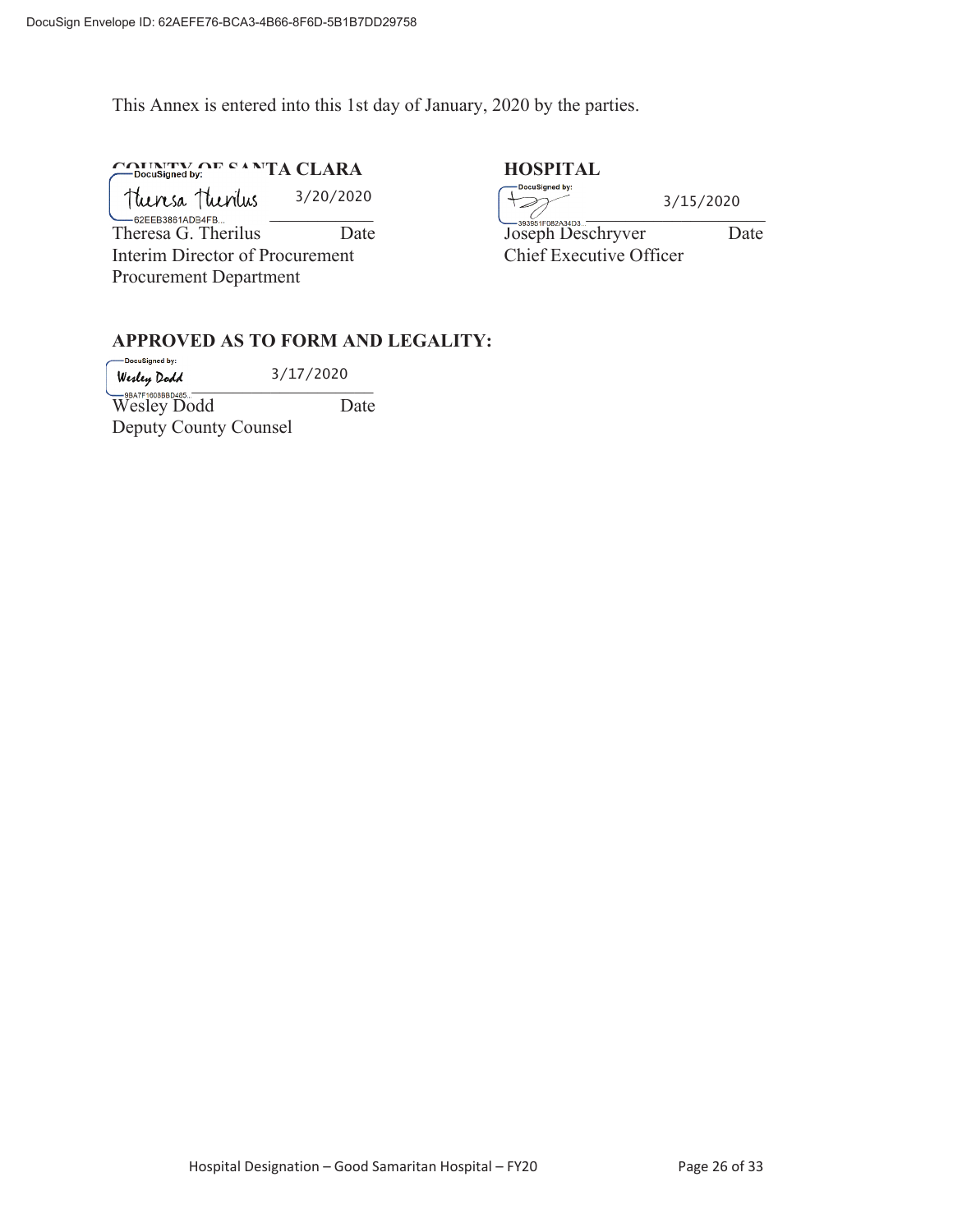This Annex is entered into this 1st day of January, 2020 by the parties.

**COUNTY OF SANTA CLARA**

DocuSigned by: Theresa Therilus 3/20/2020
62EEB3861ADB4FB...

Theresa G. Therilus Date
Interim Director of Procurement
Procurement Department

**HOSPITAL**

DocuSigned by: 3/15/2020
393851F082A34D3...

Joseph Deschryver Date
Chief Executive Officer

**APPROVED AS TO FORM AND LEGALITY:**

DocuSigned by: Wesley Dodd 3/17/2020
9BA7F1608BBD485...

Wesley Dodd Date
Deputy County Counsel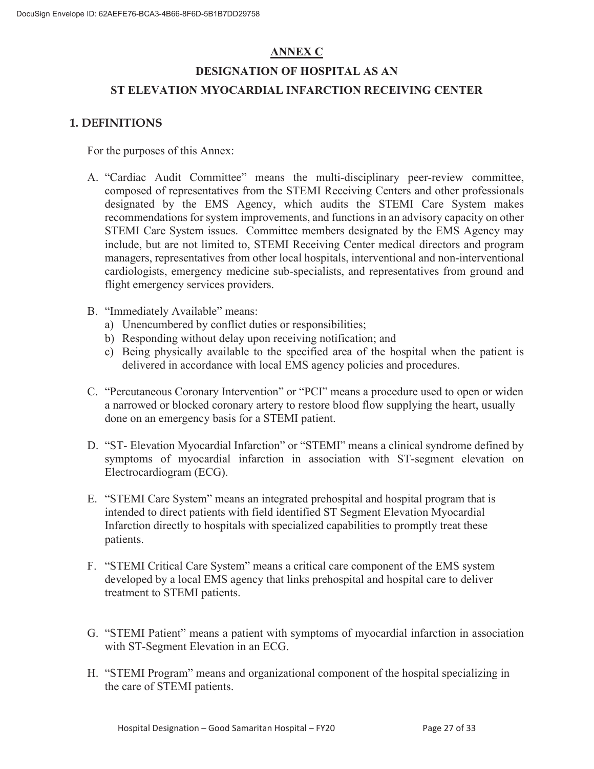## ANNEX C

## DESIGNATION OF HOSPITAL AS AN

## ST ELEVATION MYOCARDIAL INFARCTION RECEIVING CENTER

### 1. DEFINITIONS

For the purposes of this Annex:

A. "Cardiac Audit Committee" means the multi-disciplinary peer-review committee, composed of representatives from the STEMI Receiving Centers and other professionals designated by the EMS Agency, which audits the STEMI Care System makes recommendations for system improvements, and functions in an advisory capacity on other STEMI Care System issues. Committee members designated by the EMS Agency may include, but are not limited to, STEMI Receiving Center medical directors and program managers, representatives from other local hospitals, interventional and non-interventional cardiologists, emergency medicine sub-specialists, and representatives from ground and flight emergency services providers.

B. "Immediately Available" means:
   a) Unencumbered by conflict duties or responsibilities;
   b) Responding without delay upon receiving notification; and
   c) Being physically available to the specified area of the hospital when the patient is delivered in accordance with local EMS agency policies and procedures.

C. "Percutaneous Coronary Intervention" or "PCI" means a procedure used to open or widen a narrowed or blocked coronary artery to restore blood flow supplying the heart, usually done on an emergency basis for a STEMI patient.

D. "ST- Elevation Myocardial Infarction" or "STEMI" means a clinical syndrome defined by symptoms of myocardial infarction in association with ST-segment elevation on Electrocardiogram (ECG).

E. "STEMI Care System" means an integrated prehospital and hospital program that is intended to direct patients with field identified ST Segment Elevation Myocardial Infarction directly to hospitals with specialized capabilities to promptly treat these patients.

F. "STEMI Critical Care System" means a critical care component of the EMS system developed by a local EMS agency that links prehospital and hospital care to deliver treatment to STEMI patients.

G. "STEMI Patient" means a patient with symptoms of myocardial infarction in association with ST-Segment Elevation in an ECG.

H. "STEMI Program" means and organizational component of the hospital specializing in the care of STEMI patients.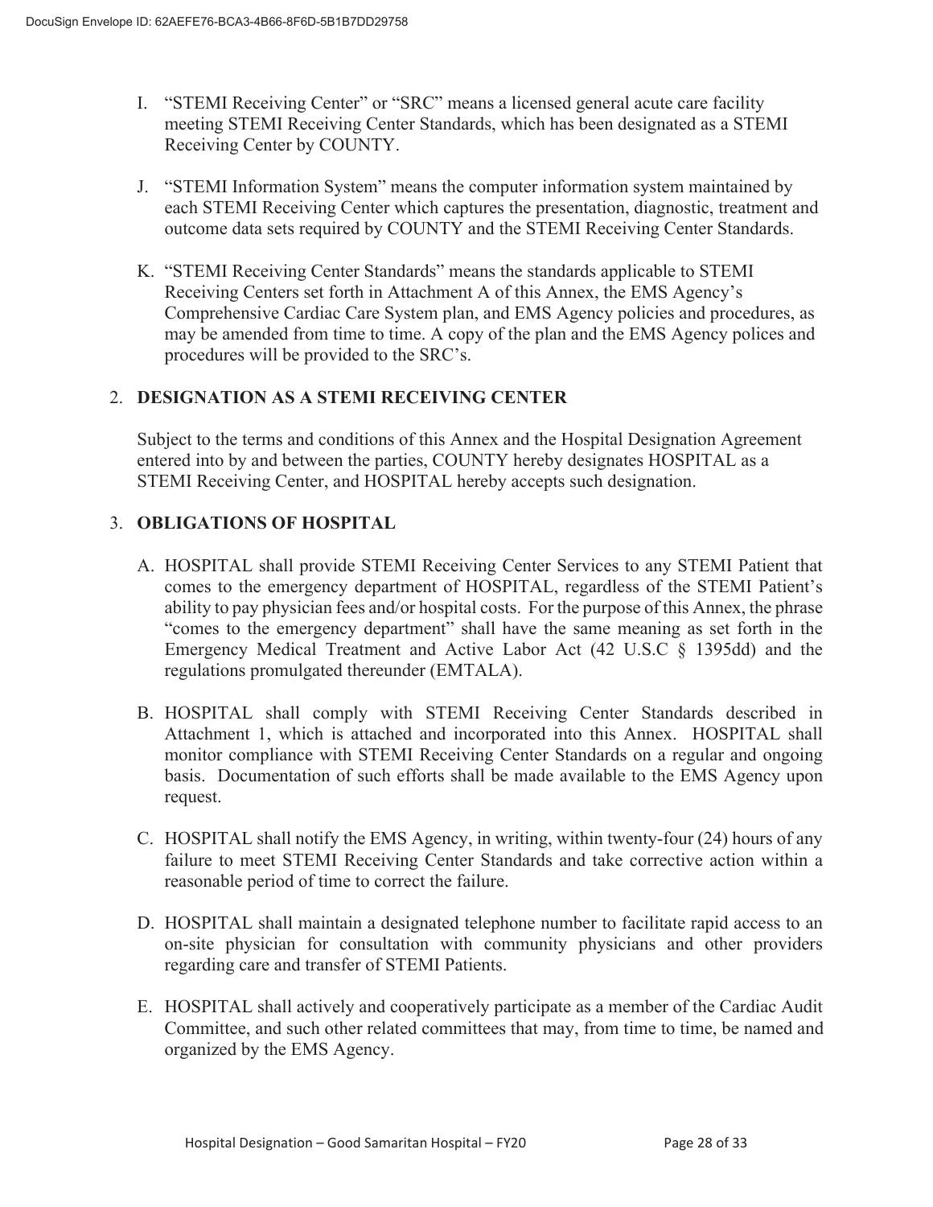I. "STEMI Receiving Center" or "SRC" means a licensed general acute care facility meeting STEMI Receiving Center Standards, which has been designated as a STEMI Receiving Center by COUNTY.

J. "STEMI Information System" means the computer information system maintained by each STEMI Receiving Center which captures the presentation, diagnostic, treatment and outcome data sets required by COUNTY and the STEMI Receiving Center Standards.

K. "STEMI Receiving Center Standards" means the standards applicable to STEMI Receiving Centers set forth in Attachment A of this Annex, the EMS Agency's Comprehensive Cardiac Care System plan, and EMS Agency policies and procedures, as may be amended from time to time. A copy of the plan and the EMS Agency polices and procedures will be provided to the SRC's.

2. **DESIGNATION AS A STEMI RECEIVING CENTER**

Subject to the terms and conditions of this Annex and the Hospital Designation Agreement entered into by and between the parties, COUNTY hereby designates HOSPITAL as a STEMI Receiving Center, and HOSPITAL hereby accepts such designation.

3. **OBLIGATIONS OF HOSPITAL**

A. HOSPITAL shall provide STEMI Receiving Center Services to any STEMI Patient that comes to the emergency department of HOSPITAL, regardless of the STEMI Patient's ability to pay physician fees and/or hospital costs. For the purpose of this Annex, the phrase "comes to the emergency department" shall have the same meaning as set forth in the Emergency Medical Treatment and Active Labor Act (42 U.S.C § 1395dd) and the regulations promulgated thereunder (EMTALA).

B. HOSPITAL shall comply with STEMI Receiving Center Standards described in Attachment 1, which is attached and incorporated into this Annex. HOSPITAL shall monitor compliance with STEMI Receiving Center Standards on a regular and ongoing basis. Documentation of such efforts shall be made available to the EMS Agency upon request.

C. HOSPITAL shall notify the EMS Agency, in writing, within twenty-four (24) hours of any failure to meet STEMI Receiving Center Standards and take corrective action within a reasonable period of time to correct the failure.

D. HOSPITAL shall maintain a designated telephone number to facilitate rapid access to an on-site physician for consultation with community physicians and other providers regarding care and transfer of STEMI Patients.

E. HOSPITAL shall actively and cooperatively participate as a member of the Cardiac Audit Committee, and such other related committees that may, from time to time, be named and organized by the EMS Agency.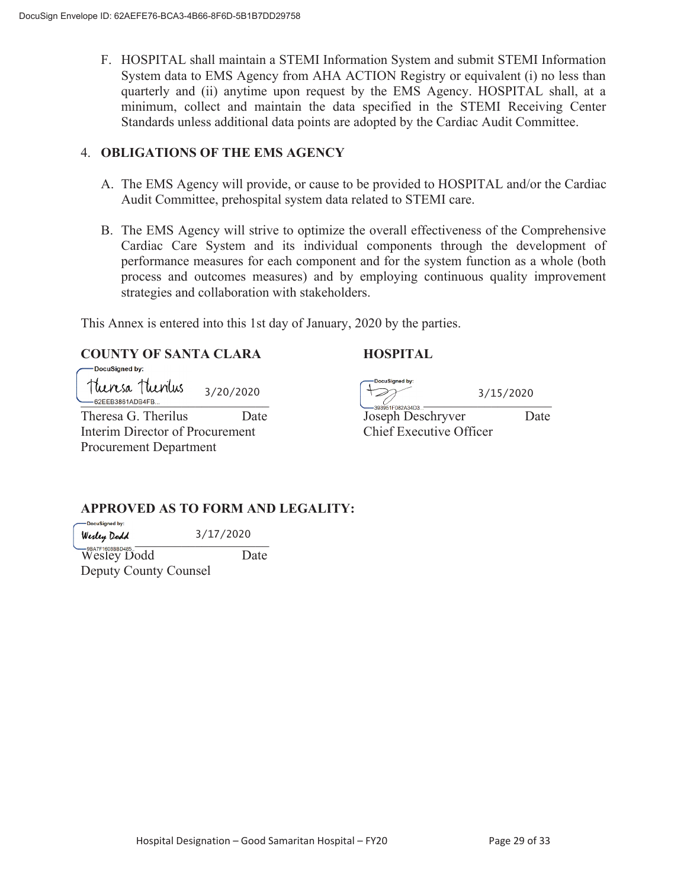F. HOSPITAL shall maintain a STEMI Information System and submit STEMI Information System data to EMS Agency from AHA ACTION Registry or equivalent (i) no less than quarterly and (ii) anytime upon request by the EMS Agency. HOSPITAL shall, at a minimum, collect and maintain the data specified in the STEMI Receiving Center Standards unless additional data points are adopted by the Cardiac Audit Committee.

## 4. OBLIGATIONS OF THE EMS AGENCY

A. The EMS Agency will provide, or cause to be provided to HOSPITAL and/or the Cardiac Audit Committee, prehospital system data related to STEMI care.

B. The EMS Agency will strive to optimize the overall effectiveness of the Comprehensive Cardiac Care System and its individual components through the development of performance measures for each component and for the system function as a whole (both process and outcomes measures) and by employing continuous quality improvement strategies and collaboration with stakeholders.

This Annex is entered into this 1st day of January, 2020 by the parties.

**COUNTY OF SANTA CLARA**

DocuSigned by: Theresa Therilus 62EEB3861ADB4FB... — 3/20/2020

Theresa G. Therilus — Date
Interim Director of Procurement
Procurement Department

**HOSPITAL**

DocuSigned by: 393951F082A34D3... — 3/15/2020

Joseph Deschryver — Date
Chief Executive Officer

**APPROVED AS TO FORM AND LEGALITY:**

DocuSigned by: Wesley Dodd 9BA7F1608BBD485... — 3/17/2020

Wesley Dodd — Date
Deputy County Counsel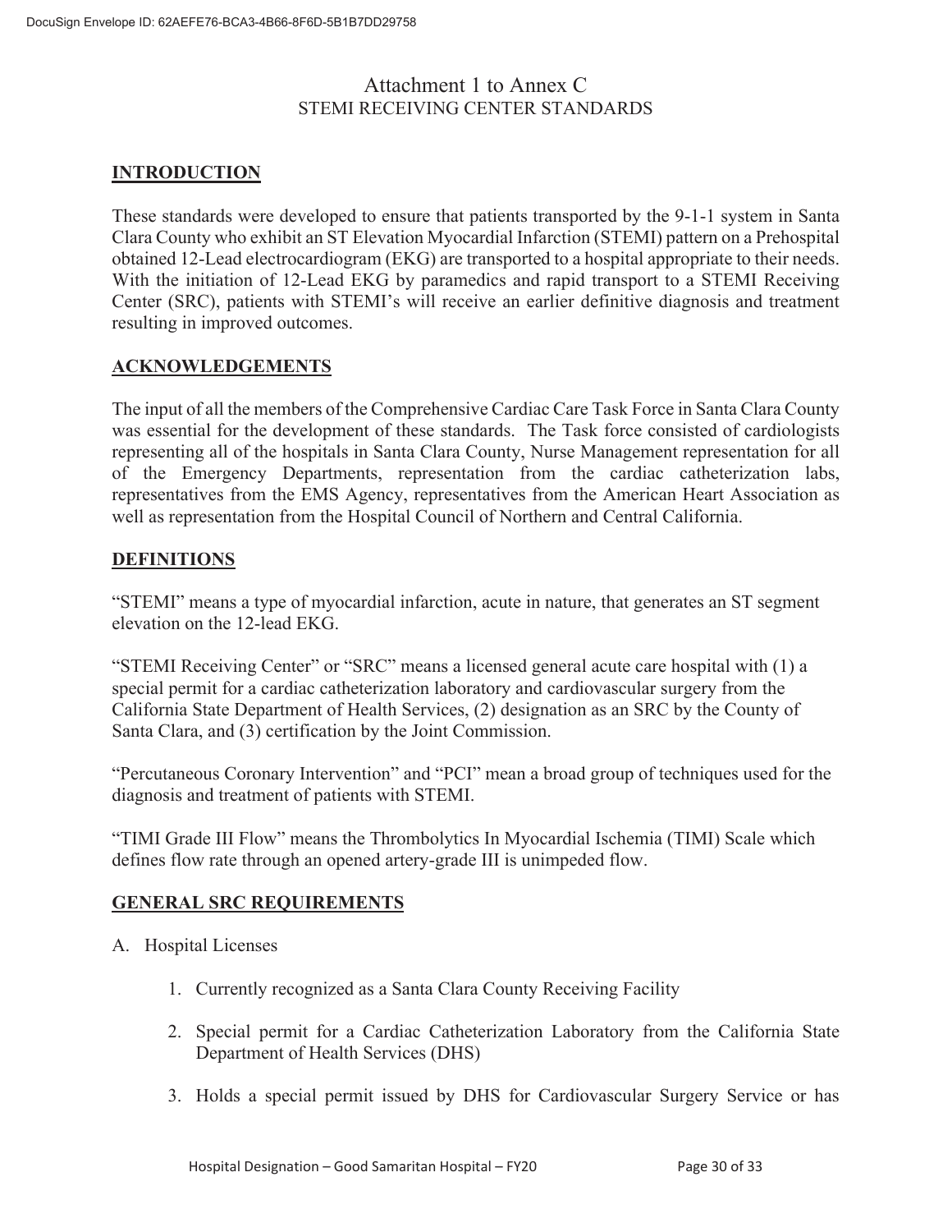# Attachment 1 to Annex C

STEMI RECEIVING CENTER STANDARDS

## INTRODUCTION

These standards were developed to ensure that patients transported by the 9-1-1 system in Santa Clara County who exhibit an ST Elevation Myocardial Infarction (STEMI) pattern on a Prehospital obtained 12-Lead electrocardiogram (EKG) are transported to a hospital appropriate to their needs. With the initiation of 12-Lead EKG by paramedics and rapid transport to a STEMI Receiving Center (SRC), patients with STEMI's will receive an earlier definitive diagnosis and treatment resulting in improved outcomes.

## ACKNOWLEDGEMENTS

The input of all the members of the Comprehensive Cardiac Care Task Force in Santa Clara County was essential for the development of these standards. The Task force consisted of cardiologists representing all of the hospitals in Santa Clara County, Nurse Management representation for all of the Emergency Departments, representation from the cardiac catheterization labs, representatives from the EMS Agency, representatives from the American Heart Association as well as representation from the Hospital Council of Northern and Central California.

## DEFINITIONS

"STEMI" means a type of myocardial infarction, acute in nature, that generates an ST segment elevation on the 12-lead EKG.

"STEMI Receiving Center" or "SRC" means a licensed general acute care hospital with (1) a special permit for a cardiac catheterization laboratory and cardiovascular surgery from the California State Department of Health Services, (2) designation as an SRC by the County of Santa Clara, and (3) certification by the Joint Commission.

"Percutaneous Coronary Intervention" and "PCI" mean a broad group of techniques used for the diagnosis and treatment of patients with STEMI.

"TIMI Grade III Flow" means the Thrombolytics In Myocardial Ischemia (TIMI) Scale which defines flow rate through an opened artery-grade III is unimpeded flow.

## GENERAL SRC REQUIREMENTS

A. Hospital Licenses

1. Currently recognized as a Santa Clara County Receiving Facility
2. Special permit for a Cardiac Catheterization Laboratory from the California State Department of Health Services (DHS)
3. Holds a special permit issued by DHS for Cardiovascular Surgery Service or has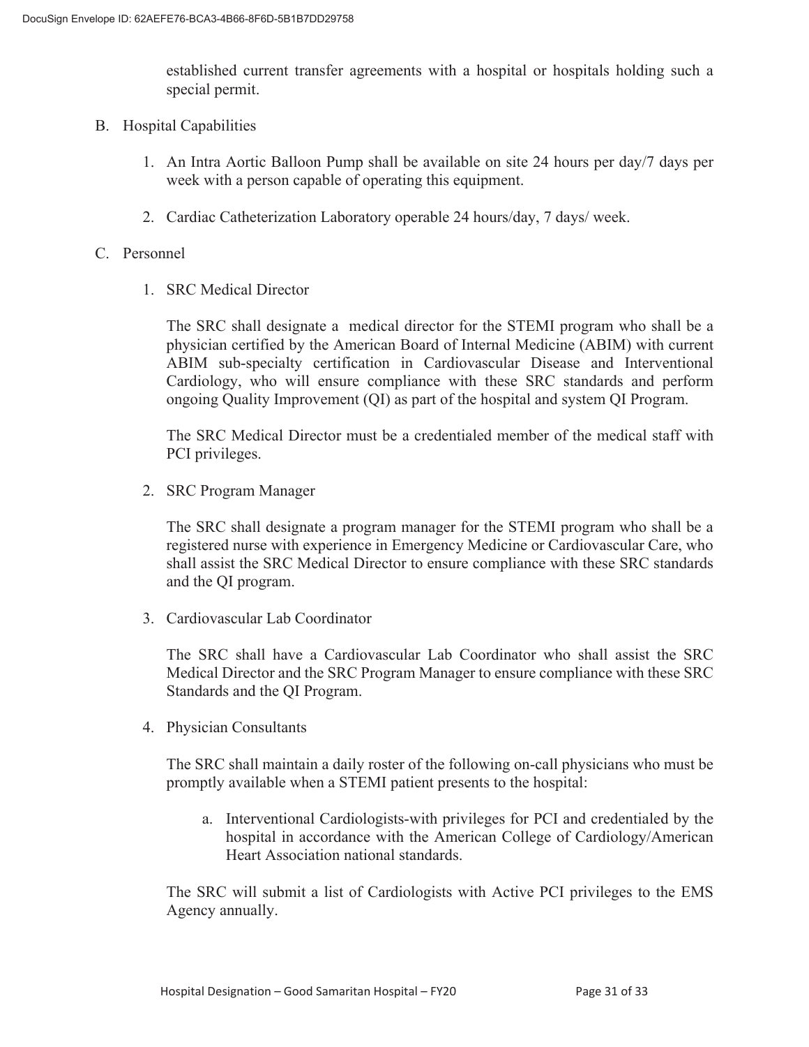established current transfer agreements with a hospital or hospitals holding such a special permit.

B. Hospital Capabilities

   1. An Intra Aortic Balloon Pump shall be available on site 24 hours per day/7 days per week with a person capable of operating this equipment.

   2. Cardiac Catheterization Laboratory operable 24 hours/day, 7 days/ week.

C. Personnel

   1. SRC Medical Director

      The SRC shall designate a medical director for the STEMI program who shall be a physician certified by the American Board of Internal Medicine (ABIM) with current ABIM sub-specialty certification in Cardiovascular Disease and Interventional Cardiology, who will ensure compliance with these SRC standards and perform ongoing Quality Improvement (QI) as part of the hospital and system QI Program.

      The SRC Medical Director must be a credentialed member of the medical staff with PCI privileges.

   2. SRC Program Manager

      The SRC shall designate a program manager for the STEMI program who shall be a registered nurse with experience in Emergency Medicine or Cardiovascular Care, who shall assist the SRC Medical Director to ensure compliance with these SRC standards and the QI program.

   3. Cardiovascular Lab Coordinator

      The SRC shall have a Cardiovascular Lab Coordinator who shall assist the SRC Medical Director and the SRC Program Manager to ensure compliance with these SRC Standards and the QI Program.

   4. Physician Consultants

      The SRC shall maintain a daily roster of the following on-call physicians who must be promptly available when a STEMI patient presents to the hospital:

      a. Interventional Cardiologists-with privileges for PCI and credentialed by the hospital in accordance with the American College of Cardiology/American Heart Association national standards.

      The SRC will submit a list of Cardiologists with Active PCI privileges to the EMS Agency annually.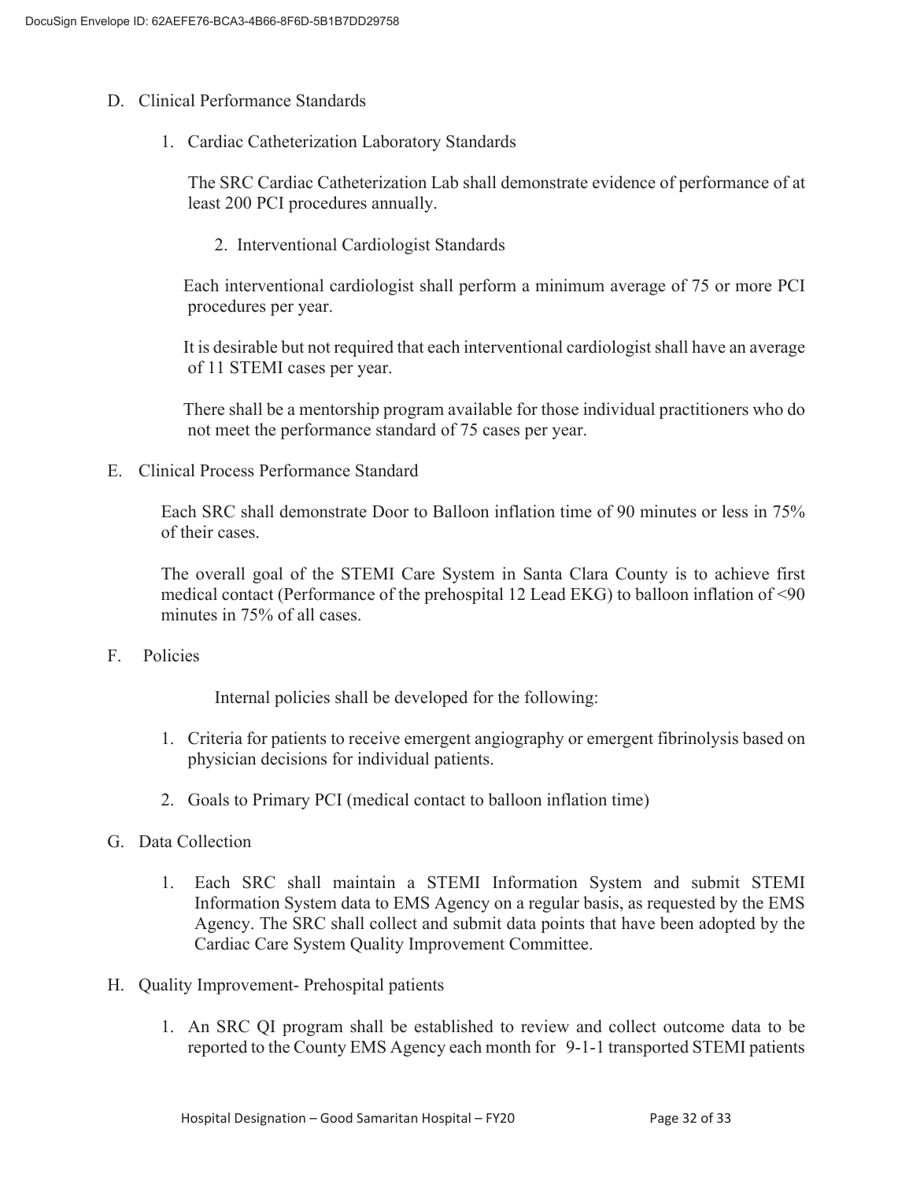D. Clinical Performance Standards

1. Cardiac Catheterization Laboratory Standards

   The SRC Cardiac Catheterization Lab shall demonstrate evidence of performance of at least 200 PCI procedures annually.

2. Interventional Cardiologist Standards

   Each interventional cardiologist shall perform a minimum average of 75 or more PCI procedures per year.

   It is desirable but not required that each interventional cardiologist shall have an average of 11 STEMI cases per year.

   There shall be a mentorship program available for those individual practitioners who do not meet the performance standard of 75 cases per year.

E. Clinical Process Performance Standard

Each SRC shall demonstrate Door to Balloon inflation time of 90 minutes or less in 75% of their cases.

The overall goal of the STEMI Care System in Santa Clara County is to achieve first medical contact (Performance of the prehospital 12 Lead EKG) to balloon inflation of <90 minutes in 75% of all cases.

F. Policies

Internal policies shall be developed for the following:

1. Criteria for patients to receive emergent angiography or emergent fibrinolysis based on physician decisions for individual patients.
2. Goals to Primary PCI (medical contact to balloon inflation time)

G. Data Collection

1. Each SRC shall maintain a STEMI Information System and submit STEMI Information System data to EMS Agency on a regular basis, as requested by the EMS Agency. The SRC shall collect and submit data points that have been adopted by the Cardiac Care System Quality Improvement Committee.

H. Quality Improvement- Prehospital patients

1. An SRC QI program shall be established to review and collect outcome data to be reported to the County EMS Agency each month for 9-1-1 transported STEMI patients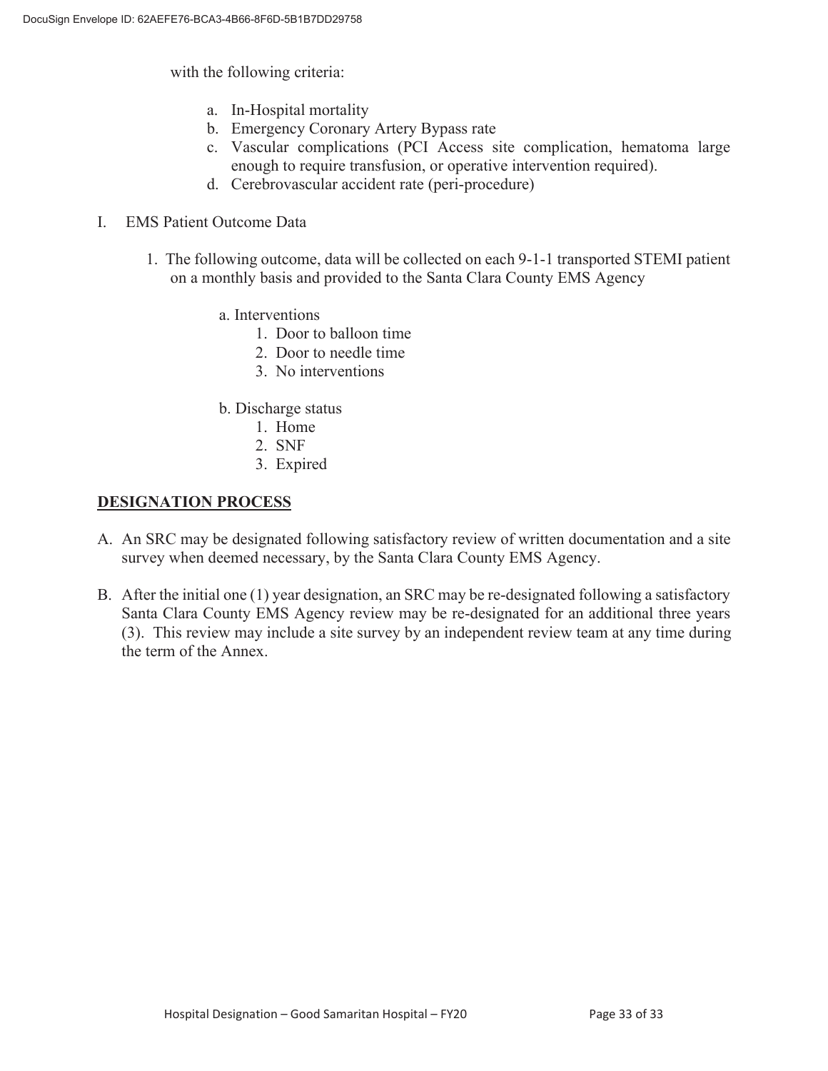with the following criteria:

a. In-Hospital mortality
b. Emergency Coronary Artery Bypass rate
c. Vascular complications (PCI Access site complication, hematoma large enough to require transfusion, or operative intervention required).
d. Cerebrovascular accident rate (peri-procedure)

I. EMS Patient Outcome Data

1. The following outcome, data will be collected on each 9-1-1 transported STEMI patient on a monthly basis and provided to the Santa Clara County EMS Agency

a. Interventions
1. Door to balloon time
2. Door to needle time
3. No interventions

b. Discharge status
1. Home
2. SNF
3. Expired

**DESIGNATION PROCESS**

A. An SRC may be designated following satisfactory review of written documentation and a site survey when deemed necessary, by the Santa Clara County EMS Agency.

B. After the initial one (1) year designation, an SRC may be re-designated following a satisfactory Santa Clara County EMS Agency review may be re-designated for an additional three years (3). This review may include a site survey by an independent review team at any time during the term of the Annex.